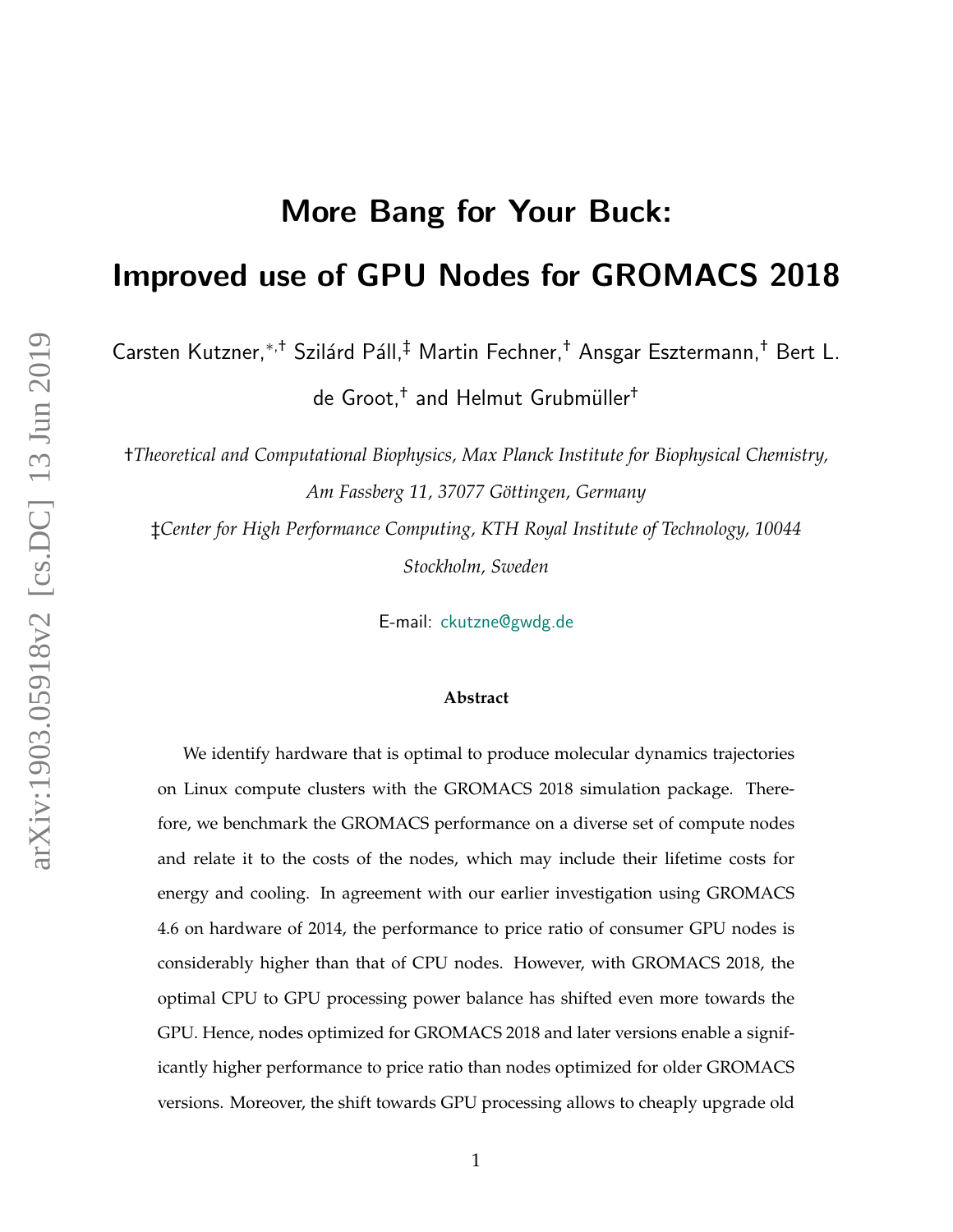# More Bang for Your Buck: Improved use of GPU Nodes for GROMACS 2018

Carsten Kutzner,[*,†] Szilárd Páll,[‡] Martin Fechner,[†] Ansgar Esztermann,[†] Bert L. de Groot,[†] and Helmut Grubmüller[†]

†*Theoretical and Computational Biophysics, Max Planck Institute for Biophysical Chemistry, Am Fassberg 11, 37077 Göttingen, Germany*

‡*Center for High Performance Computing, KTH Royal Institute of Technology, 10044 Stockholm, Sweden*

E-mail: ckutzne@gwdg.de

### Abstract

We identify hardware that is optimal to produce molecular dynamics trajectories on Linux compute clusters with the GROMACS 2018 simulation package. Therefore, we benchmark the GROMACS performance on a diverse set of compute nodes and relate it to the costs of the nodes, which may include their lifetime costs for energy and cooling. In agreement with our earlier investigation using GROMACS 4.6 on hardware of 2014, the performance to price ratio of consumer GPU nodes is considerably higher than that of CPU nodes. However, with GROMACS 2018, the optimal CPU to GPU processing power balance has shifted even more towards the GPU. Hence, nodes optimized for GROMACS 2018 and later versions enable a significantly higher performance to price ratio than nodes optimized for older GROMACS versions. Moreover, the shift towards GPU processing allows to cheaply upgrade old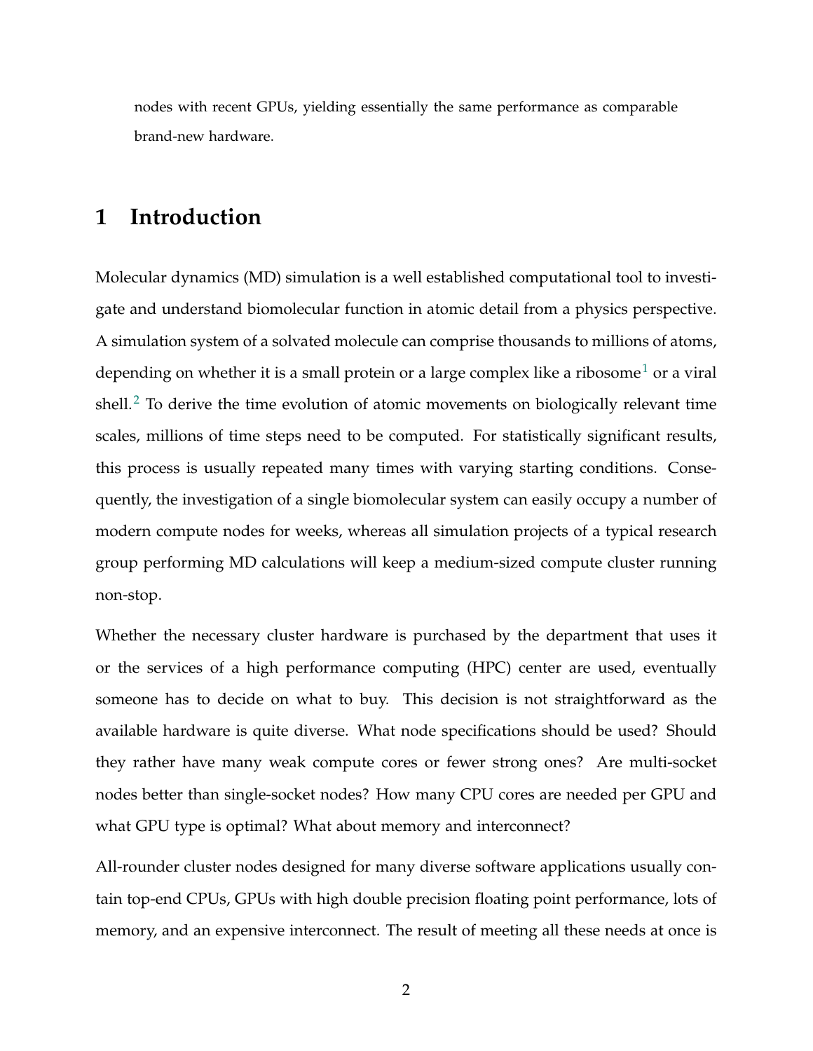nodes with recent GPUs, yielding essentially the same performance as comparable brand-new hardware.

# 1 Introduction

Molecular dynamics (MD) simulation is a well established computational tool to investigate and understand biomolecular function in atomic detail from a physics perspective. A simulation system of a solvated molecule can comprise thousands to millions of atoms, depending on whether it is a small protein or a large complex like a ribosome[1] or a viral shell.[2] To derive the time evolution of atomic movements on biologically relevant time scales, millions of time steps need to be computed. For statistically significant results, this process is usually repeated many times with varying starting conditions. Consequently, the investigation of a single biomolecular system can easily occupy a number of modern compute nodes for weeks, whereas all simulation projects of a typical research group performing MD calculations will keep a medium-sized compute cluster running non-stop.

Whether the necessary cluster hardware is purchased by the department that uses it or the services of a high performance computing (HPC) center are used, eventually someone has to decide on what to buy. This decision is not straightforward as the available hardware is quite diverse. What node specifications should be used? Should they rather have many weak compute cores or fewer strong ones? Are multi-socket nodes better than single-socket nodes? How many CPU cores are needed per GPU and what GPU type is optimal? What about memory and interconnect?

All-rounder cluster nodes designed for many diverse software applications usually contain top-end CPUs, GPUs with high double precision floating point performance, lots of memory, and an expensive interconnect. The result of meeting all these needs at once is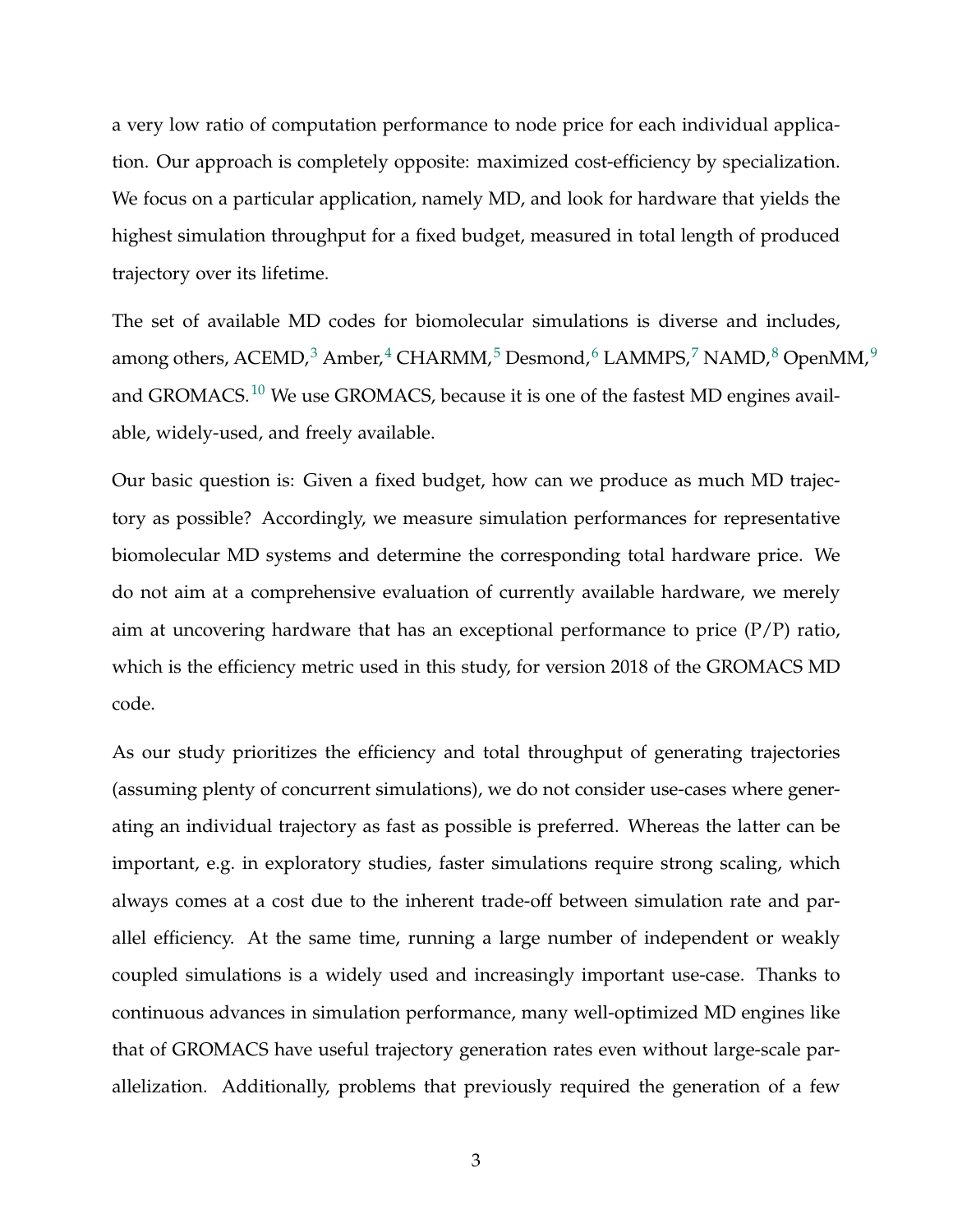a very low ratio of computation performance to node price for each individual application. Our approach is completely opposite: maximized cost-efficiency by specialization. We focus on a particular application, namely MD, and look for hardware that yields the highest simulation throughput for a fixed budget, measured in total length of produced trajectory over its lifetime.

The set of available MD codes for biomolecular simulations is diverse and includes, among others, ACEMD,[3] Amber,[4] CHARMM,[5] Desmond,[6] LAMMPS,[7] NAMD,[8] OpenMM,[9] and GROMACS.[10] We use GROMACS, because it is one of the fastest MD engines available, widely-used, and freely available.

Our basic question is: Given a fixed budget, how can we produce as much MD trajectory as possible? Accordingly, we measure simulation performances for representative biomolecular MD systems and determine the corresponding total hardware price. We do not aim at a comprehensive evaluation of currently available hardware, we merely aim at uncovering hardware that has an exceptional performance to price (P/P) ratio, which is the efficiency metric used in this study, for version 2018 of the GROMACS MD code.

As our study prioritizes the efficiency and total throughput of generating trajectories (assuming plenty of concurrent simulations), we do not consider use-cases where generating an individual trajectory as fast as possible is preferred. Whereas the latter can be important, e.g. in exploratory studies, faster simulations require strong scaling, which always comes at a cost due to the inherent trade-off between simulation rate and parallel efficiency. At the same time, running a large number of independent or weakly coupled simulations is a widely used and increasingly important use-case. Thanks to continuous advances in simulation performance, many well-optimized MD engines like that of GROMACS have useful trajectory generation rates even without large-scale parallelization. Additionally, problems that previously required the generation of a few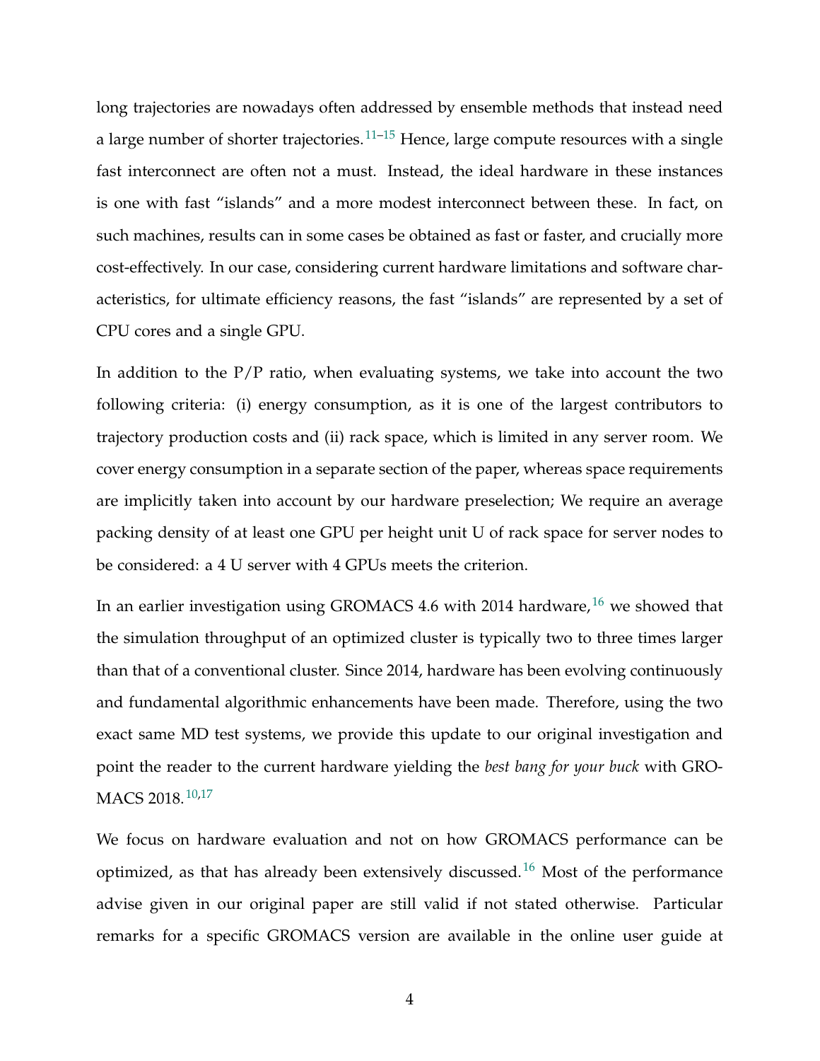long trajectories are nowadays often addressed by ensemble methods that instead need a large number of shorter trajectories.[11–15] Hence, large compute resources with a single fast interconnect are often not a must. Instead, the ideal hardware in these instances is one with fast "islands" and a more modest interconnect between these. In fact, on such machines, results can in some cases be obtained as fast or faster, and crucially more cost-effectively. In our case, considering current hardware limitations and software characteristics, for ultimate efficiency reasons, the fast "islands" are represented by a set of CPU cores and a single GPU.

In addition to the P/P ratio, when evaluating systems, we take into account the two following criteria: (i) energy consumption, as it is one of the largest contributors to trajectory production costs and (ii) rack space, which is limited in any server room. We cover energy consumption in a separate section of the paper, whereas space requirements are implicitly taken into account by our hardware preselection; We require an average packing density of at least one GPU per height unit U of rack space for server nodes to be considered: a 4 U server with 4 GPUs meets the criterion.

In an earlier investigation using GROMACS 4.6 with 2014 hardware,[16] we showed that the simulation throughput of an optimized cluster is typically two to three times larger than that of a conventional cluster. Since 2014, hardware has been evolving continuously and fundamental algorithmic enhancements have been made. Therefore, using the two exact same MD test systems, we provide this update to our original investigation and point the reader to the current hardware yielding the *best bang for your buck* with GROMACS 2018.[10,17]

We focus on hardware evaluation and not on how GROMACS performance can be optimized, as that has already been extensively discussed.[16] Most of the performance advise given in our original paper are still valid if not stated otherwise. Particular remarks for a specific GROMACS version are available in the online user guide at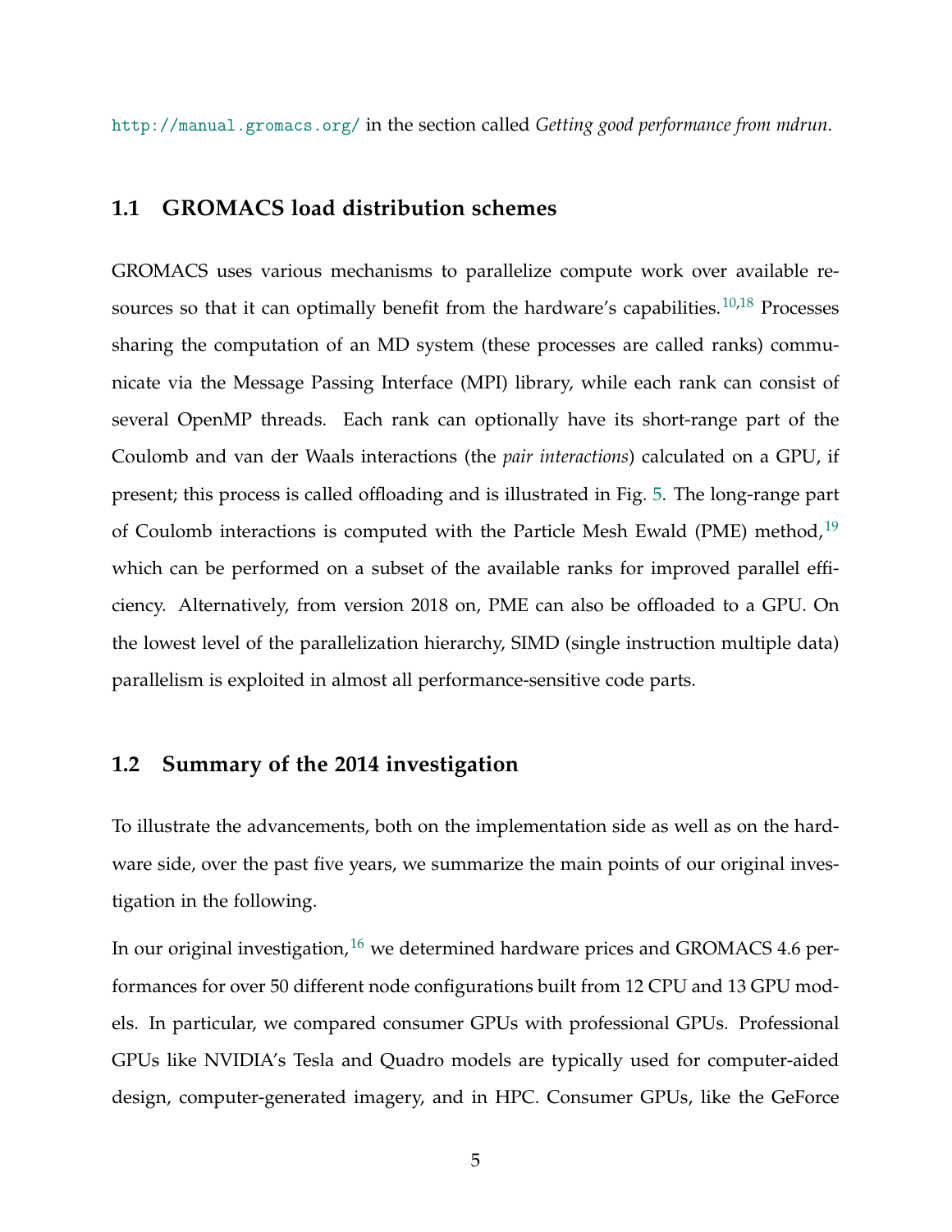http://manual.gromacs.org/ in the section called *Getting good performance from mdrun*.

## 1.1 GROMACS load distribution schemes

GROMACS uses various mechanisms to parallelize compute work over available resources so that it can optimally benefit from the hardware's capabilities.[10,18] Processes sharing the computation of an MD system (these processes are called ranks) communicate via the Message Passing Interface (MPI) library, while each rank can consist of several OpenMP threads. Each rank can optionally have its short-range part of the Coulomb and van der Waals interactions (the *pair interactions*) calculated on a GPU, if present; this process is called offloading and is illustrated in Fig. 5. The long-range part of Coulomb interactions is computed with the Particle Mesh Ewald (PME) method,[19] which can be performed on a subset of the available ranks for improved parallel efficiency. Alternatively, from version 2018 on, PME can also be offloaded to a GPU. On the lowest level of the parallelization hierarchy, SIMD (single instruction multiple data) parallelism is exploited in almost all performance-sensitive code parts.

## 1.2 Summary of the 2014 investigation

To illustrate the advancements, both on the implementation side as well as on the hardware side, over the past five years, we summarize the main points of our original investigation in the following.

In our original investigation,[16] we determined hardware prices and GROMACS 4.6 performances for over 50 different node configurations built from 12 CPU and 13 GPU models. In particular, we compared consumer GPUs with professional GPUs. Professional GPUs like NVIDIA's Tesla and Quadro models are typically used for computer-aided design, computer-generated imagery, and in HPC. Consumer GPUs, like the GeForce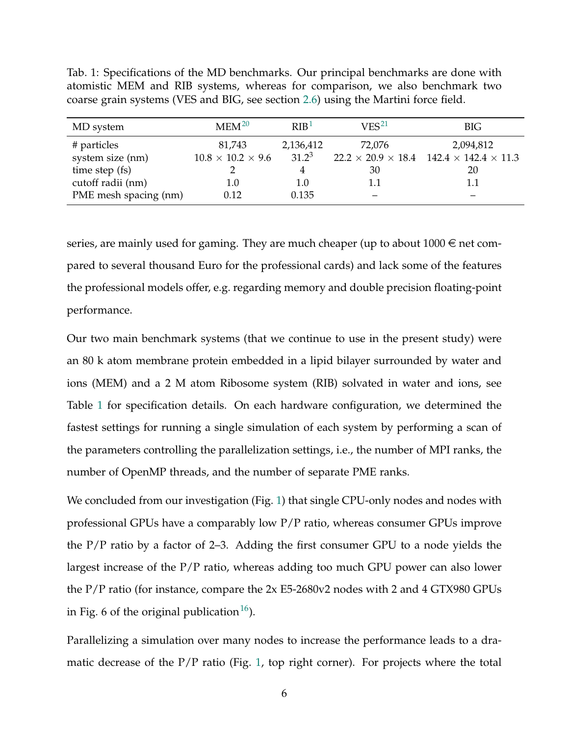Tab. 1: Specifications of the MD benchmarks. Our principal benchmarks are done with atomistic MEM and RIB systems, whereas for comparison, we also benchmark two coarse grain systems (VES and BIG, see section 2.6) using the Martini force field.

| MD system | MEM[20] | RIB[1] | VES[21] | BIG |
|---|---|---|---|---|
| # particles | 81,743 | 2,136,412 | 72,076 | 2,094,812 |
| system size (nm) | $10.8 \times 10.2 \times 9.6$ | $31.2^3$ | $22.2 \times 20.9 \times 18.4$ | $142.4 \times 142.4 \times 11.3$ |
| time step (fs) | 2 | 4 | 30 | 20 |
| cutoff radii (nm) | 1.0 | 1.0 | 1.1 | 1.1 |
| PME mesh spacing (nm) | 0.12 | 0.135 | – | – |

series, are mainly used for gaming. They are much cheaper (up to about 1000 € net compared to several thousand Euro for the professional cards) and lack some of the features the professional models offer, e.g. regarding memory and double precision floating-point performance.

Our two main benchmark systems (that we continue to use in the present study) were an 80 k atom membrane protein embedded in a lipid bilayer surrounded by water and ions (MEM) and a 2 M atom Ribosome system (RIB) solvated in water and ions, see Table 1 for specification details. On each hardware configuration, we determined the fastest settings for running a single simulation of each system by performing a scan of the parameters controlling the parallelization settings, i.e., the number of MPI ranks, the number of OpenMP threads, and the number of separate PME ranks.

We concluded from our investigation (Fig. 1) that single CPU-only nodes and nodes with professional GPUs have a comparably low P/P ratio, whereas consumer GPUs improve the P/P ratio by a factor of 2–3. Adding the first consumer GPU to a node yields the largest increase of the P/P ratio, whereas adding too much GPU power can also lower the P/P ratio (for instance, compare the 2x E5-2680v2 nodes with 2 and 4 GTX980 GPUs in Fig. 6 of the original publication[16]).

Parallelizing a simulation over many nodes to increase the performance leads to a dramatic decrease of the P/P ratio (Fig. 1, top right corner). For projects where the total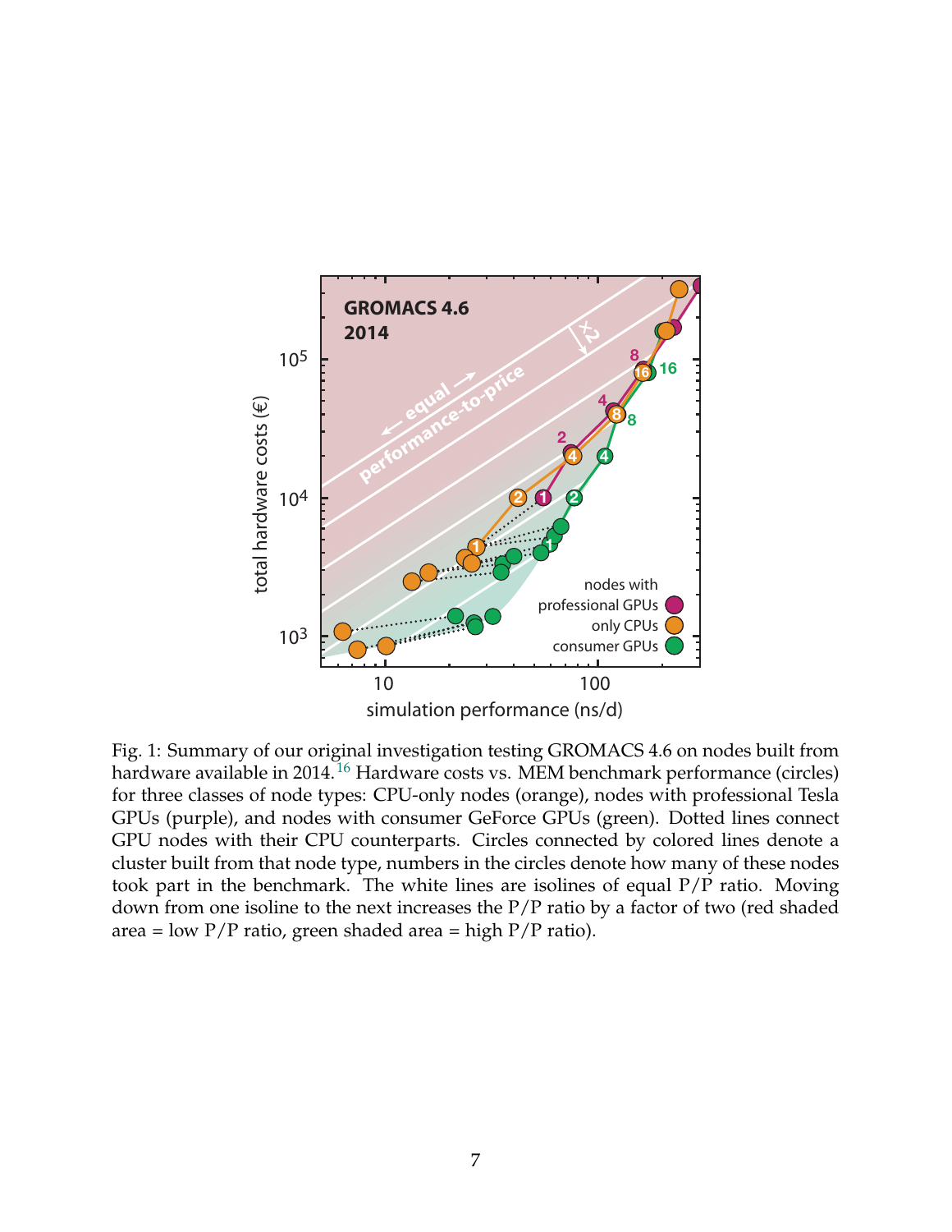Fig. 1: Summary of our original investigation testing GROMACS 4.6 on nodes built from hardware available in 2014.[16] Hardware costs vs. MEM benchmark performance (circles) for three classes of node types: CPU-only nodes (orange), nodes with professional Tesla GPUs (purple), and nodes with consumer GeForce GPUs (green). Dotted lines connect GPU nodes with their CPU counterparts. Circles connected by colored lines denote a cluster built from that node type, numbers in the circles denote how many of these nodes took part in the benchmark. The white lines are isolines of equal P/P ratio. Moving down from one isoline to the next increases the P/P ratio by a factor of two (red shaded area = low P/P ratio, green shaded area = high P/P ratio).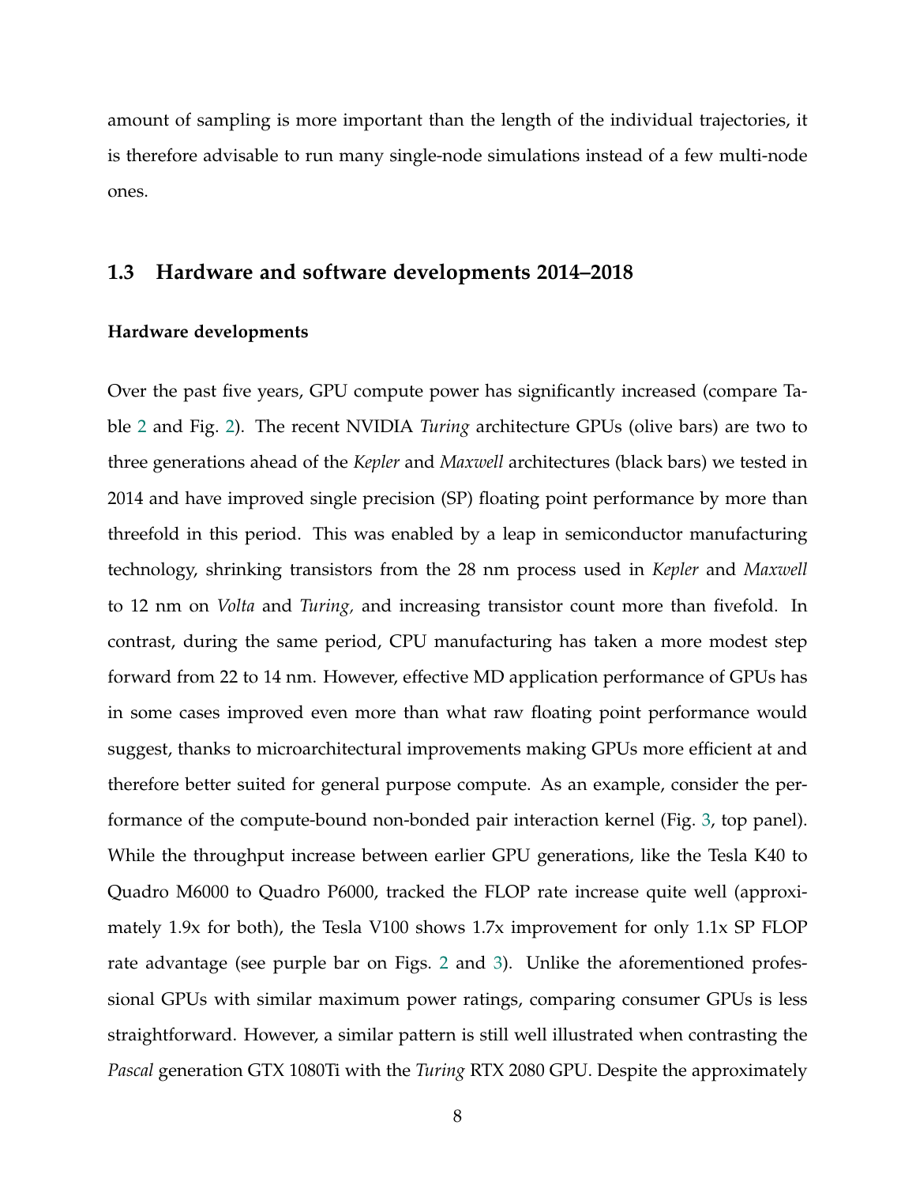amount of sampling is more important than the length of the individual trajectories, it is therefore advisable to run many single-node simulations instead of a few multi-node ones.

## 1.3 Hardware and software developments 2014–2018

#### Hardware developments

Over the past five years, GPU compute power has significantly increased (compare Table 2 and Fig. 2). The recent NVIDIA *Turing* architecture GPUs (olive bars) are two to three generations ahead of the *Kepler* and *Maxwell* architectures (black bars) we tested in 2014 and have improved single precision (SP) floating point performance by more than threefold in this period. This was enabled by a leap in semiconductor manufacturing technology, shrinking transistors from the 28 nm process used in *Kepler* and *Maxwell* to 12 nm on *Volta* and *Turing,* and increasing transistor count more than fivefold. In contrast, during the same period, CPU manufacturing has taken a more modest step forward from 22 to 14 nm. However, effective MD application performance of GPUs has in some cases improved even more than what raw floating point performance would suggest, thanks to microarchitectural improvements making GPUs more efficient at and therefore better suited for general purpose compute. As an example, consider the performance of the compute-bound non-bonded pair interaction kernel (Fig. 3, top panel). While the throughput increase between earlier GPU generations, like the Tesla K40 to Quadro M6000 to Quadro P6000, tracked the FLOP rate increase quite well (approximately 1.9x for both), the Tesla V100 shows 1.7x improvement for only 1.1x SP FLOP rate advantage (see purple bar on Figs. 2 and 3). Unlike the aforementioned professional GPUs with similar maximum power ratings, comparing consumer GPUs is less straightforward. However, a similar pattern is still well illustrated when contrasting the *Pascal* generation GTX 1080Ti with the *Turing* RTX 2080 GPU. Despite the approximately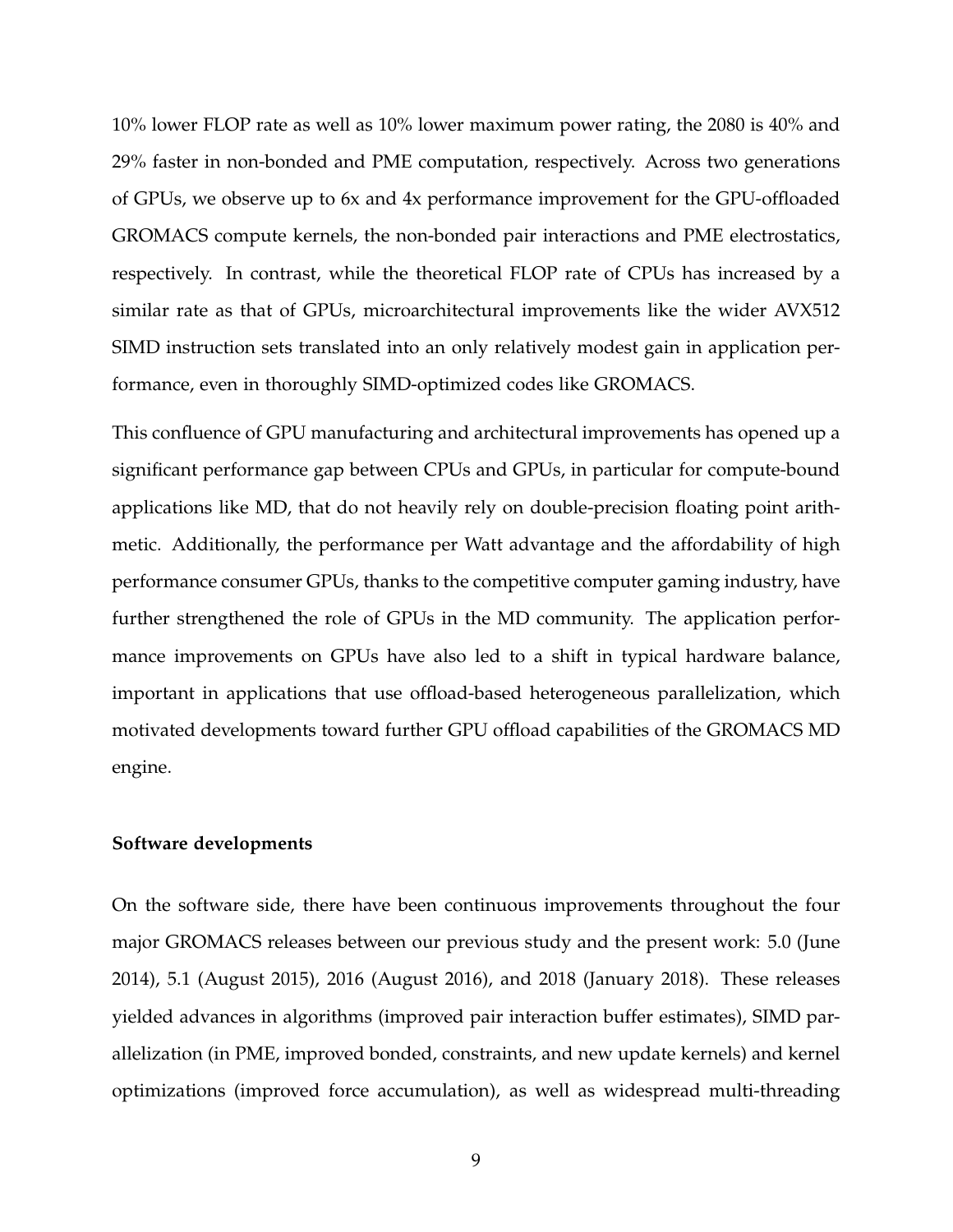10% lower FLOP rate as well as 10% lower maximum power rating, the 2080 is 40% and 29% faster in non-bonded and PME computation, respectively. Across two generations of GPUs, we observe up to 6x and 4x performance improvement for the GPU-offloaded GROMACS compute kernels, the non-bonded pair interactions and PME electrostatics, respectively. In contrast, while the theoretical FLOP rate of CPUs has increased by a similar rate as that of GPUs, microarchitectural improvements like the wider AVX512 SIMD instruction sets translated into an only relatively modest gain in application performance, even in thoroughly SIMD-optimized codes like GROMACS.

This confluence of GPU manufacturing and architectural improvements has opened up a significant performance gap between CPUs and GPUs, in particular for compute-bound applications like MD, that do not heavily rely on double-precision floating point arithmetic. Additionally, the performance per Watt advantage and the affordability of high performance consumer GPUs, thanks to the competitive computer gaming industry, have further strengthened the role of GPUs in the MD community. The application performance improvements on GPUs have also led to a shift in typical hardware balance, important in applications that use offload-based heterogeneous parallelization, which motivated developments toward further GPU offload capabilities of the GROMACS MD engine.

**Software developments**

On the software side, there have been continuous improvements throughout the four major GROMACS releases between our previous study and the present work: 5.0 (June 2014), 5.1 (August 2015), 2016 (August 2016), and 2018 (January 2018). These releases yielded advances in algorithms (improved pair interaction buffer estimates), SIMD parallelization (in PME, improved bonded, constraints, and new update kernels) and kernel optimizations (improved force accumulation), as well as widespread multi-threading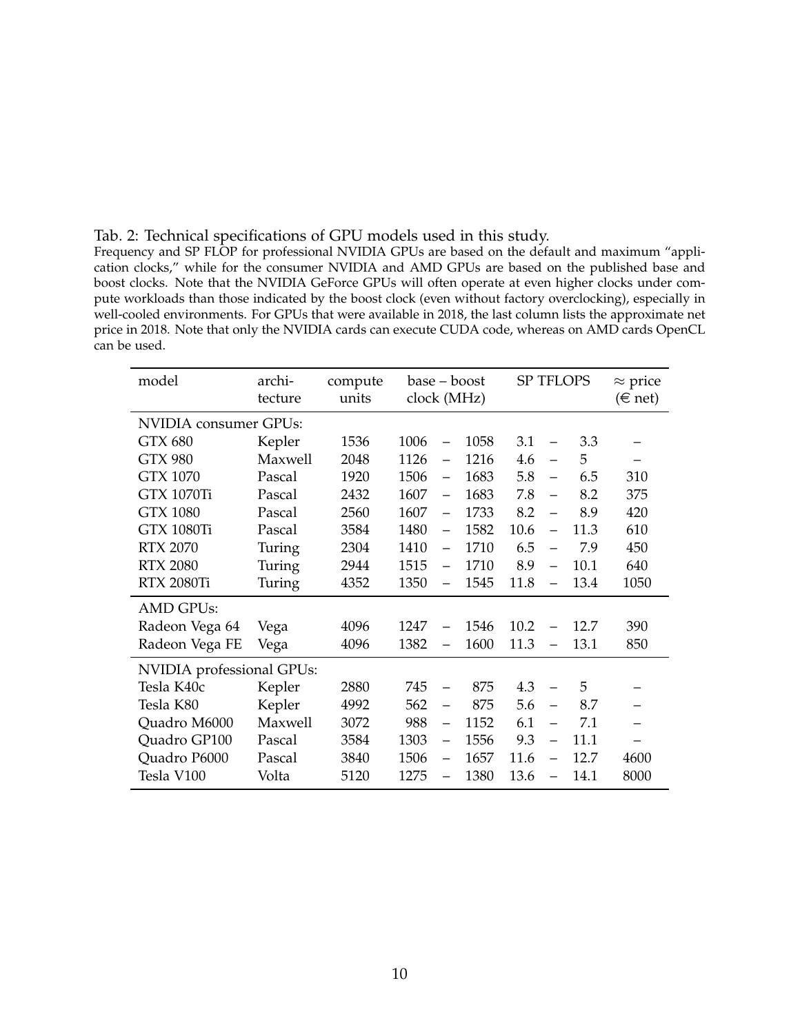Tab. 2: Technical specifications of GPU models used in this study.

Frequency and SP FLOP for professional NVIDIA GPUs are based on the default and maximum "application clocks," while for the consumer NVIDIA and AMD GPUs are based on the published base and boost clocks. Note that the NVIDIA GeForce GPUs will often operate at even higher clocks under compute workloads than those indicated by the boost clock (even without factory overclocking), especially in well-cooled environments. For GPUs that were available in 2018, the last column lists the approximate net price in 2018. Note that only the NVIDIA cards can execute CUDA code, whereas on AMD cards OpenCL can be used.

| model | architecture | compute units | base – boost clock (MHz) | SP TFLOPS | $\approx$ price (€ net) |
|---|---|---|---|---|---|
| **NVIDIA consumer GPUs:** | | | | | |
| GTX 680 | Kepler | 1536 | 1006 – 1058 | 3.1 – 3.3 | – |
| GTX 980 | Maxwell | 2048 | 1126 – 1216 | 4.6 – 5 | – |
| GTX 1070 | Pascal | 1920 | 1506 – 1683 | 5.8 – 6.5 | 310 |
| GTX 1070Ti | Pascal | 2432 | 1607 – 1683 | 7.8 – 8.2 | 375 |
| GTX 1080 | Pascal | 2560 | 1607 – 1733 | 8.2 – 8.9 | 420 |
| GTX 1080Ti | Pascal | 3584 | 1480 – 1582 | 10.6 – 11.3 | 610 |
| RTX 2070 | Turing | 2304 | 1410 – 1710 | 6.5 – 7.9 | 450 |
| RTX 2080 | Turing | 2944 | 1515 – 1710 | 8.9 – 10.1 | 640 |
| RTX 2080Ti | Turing | 4352 | 1350 – 1545 | 11.8 – 13.4 | 1050 |
| **AMD GPUs:** | | | | | |
| Radeon Vega 64 | Vega | 4096 | 1247 – 1546 | 10.2 – 12.7 | 390 |
| Radeon Vega FE | Vega | 4096 | 1382 – 1600 | 11.3 – 13.1 | 850 |
| **NVIDIA professional GPUs:** | | | | | |
| Tesla K40c | Kepler | 2880 | 745 – 875 | 4.3 – 5 | – |
| Tesla K80 | Kepler | 4992 | 562 – 875 | 5.6 – 8.7 | – |
| Quadro M6000 | Maxwell | 3072 | 988 – 1152 | 6.1 – 7.1 | – |
| Quadro GP100 | Pascal | 3584 | 1303 – 1556 | 9.3 – 11.1 | – |
| Quadro P6000 | Pascal | 3840 | 1506 – 1657 | 11.6 – 12.7 | 4600 |
| Tesla V100 | Volta | 5120 | 1275 – 1380 | 13.6 – 14.1 | 8000 |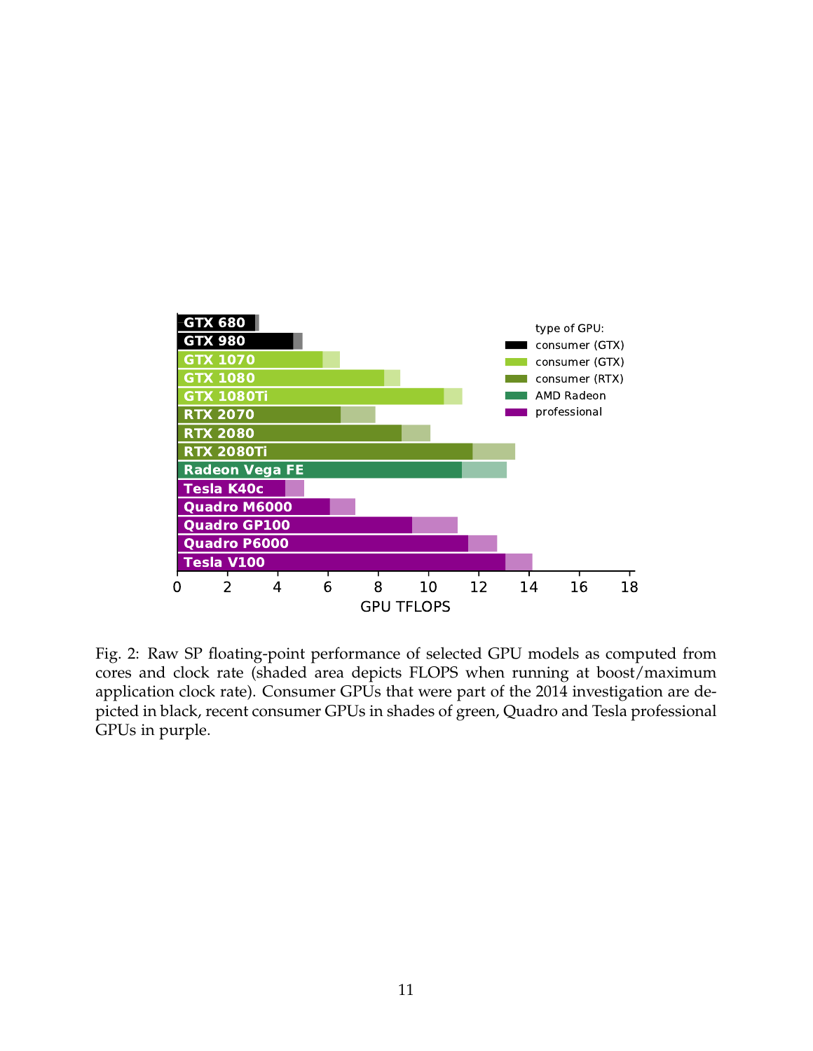Fig. 2: Raw SP floating-point performance of selected GPU models as computed from cores and clock rate (shaded area depicts FLOPS when running at boost/maximum application clock rate). Consumer GPUs that were part of the 2014 investigation are depicted in black, recent consumer GPUs in shades of green, Quadro and Tesla professional GPUs in purple.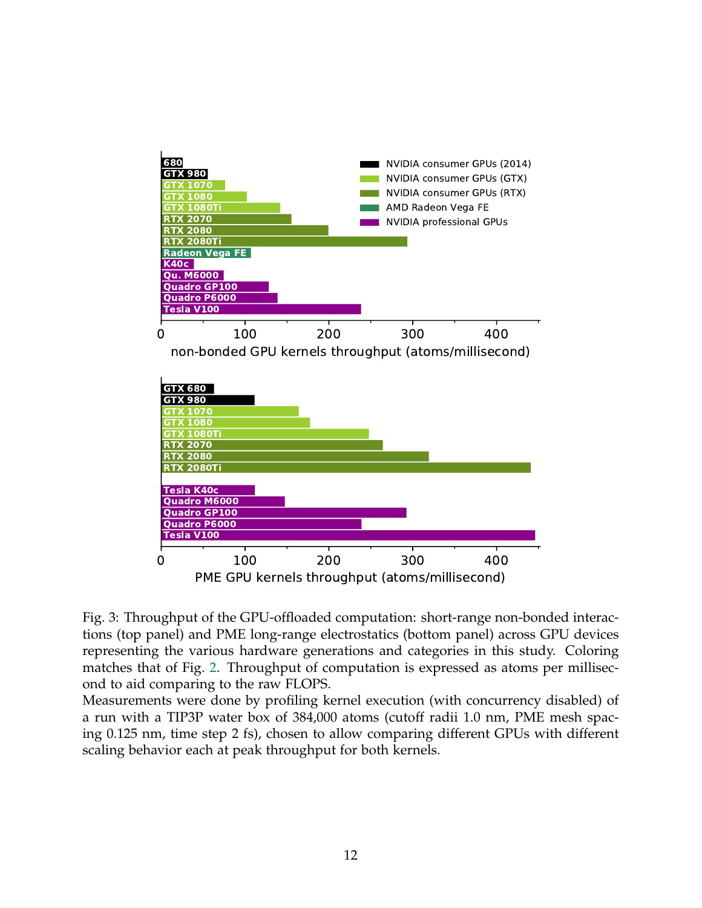Fig. 3: Throughput of the GPU-offloaded computation: short-range non-bonded interactions (top panel) and PME long-range electrostatics (bottom panel) across GPU devices representing the various hardware generations and categories in this study. Coloring matches that of Fig. 2. Throughput of computation is expressed as atoms per millisecond to aid comparing to the raw FLOPS.
Measurements were done by profiling kernel execution (with concurrency disabled) of a run with a TIP3P water box of 384,000 atoms (cutoff radii 1.0 nm, PME mesh spacing 0.125 nm, time step 2 fs), chosen to allow comparing different GPUs with different scaling behavior each at peak throughput for both kernels.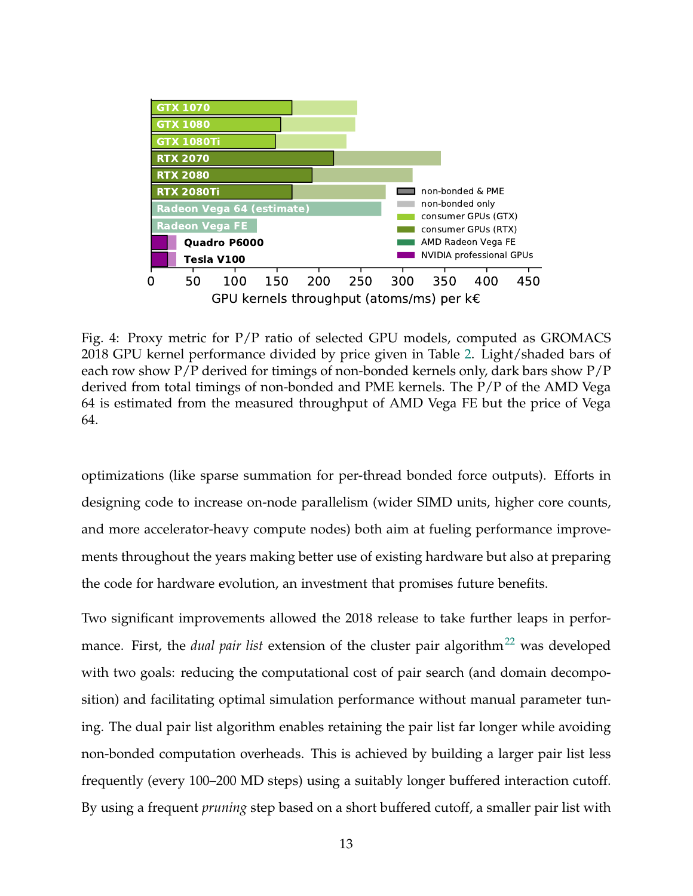Fig. 4: Proxy metric for P/P ratio of selected GPU models, computed as GROMACS 2018 GPU kernel performance divided by price given in Table 2. Light/shaded bars of each row show P/P derived for timings of non-bonded kernels only, dark bars show P/P derived from total timings of non-bonded and PME kernels. The P/P of the AMD Vega 64 is estimated from the measured throughput of AMD Vega FE but the price of Vega 64.

optimizations (like sparse summation for per-thread bonded force outputs). Efforts in designing code to increase on-node parallelism (wider SIMD units, higher core counts, and more accelerator-heavy compute nodes) both aim at fueling performance improvements throughout the years making better use of existing hardware but also at preparing the code for hardware evolution, an investment that promises future benefits.

Two significant improvements allowed the 2018 release to take further leaps in performance. First, the *dual pair list* extension of the cluster pair algorithm[22] was developed with two goals: reducing the computational cost of pair search (and domain decomposition) and facilitating optimal simulation performance without manual parameter tuning. The dual pair list algorithm enables retaining the pair list far longer while avoiding non-bonded computation overheads. This is achieved by building a larger pair list less frequently (every 100–200 MD steps) using a suitably longer buffered interaction cutoff. By using a frequent *pruning* step based on a short buffered cutoff, a smaller pair list with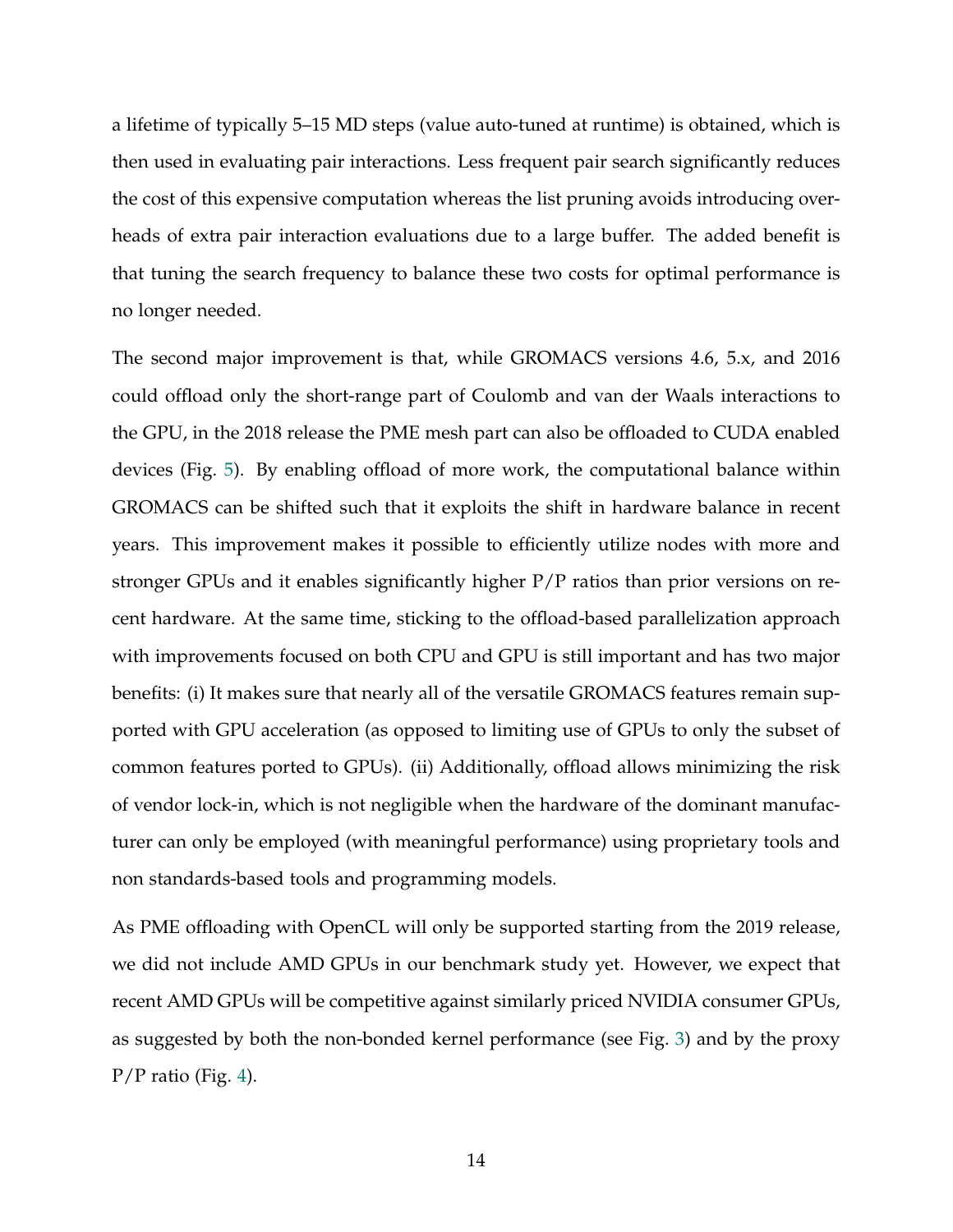a lifetime of typically 5–15 MD steps (value auto-tuned at runtime) is obtained, which is then used in evaluating pair interactions. Less frequent pair search significantly reduces the cost of this expensive computation whereas the list pruning avoids introducing overheads of extra pair interaction evaluations due to a large buffer. The added benefit is that tuning the search frequency to balance these two costs for optimal performance is no longer needed.

The second major improvement is that, while GROMACS versions 4.6, 5.x, and 2016 could offload only the short-range part of Coulomb and van der Waals interactions to the GPU, in the 2018 release the PME mesh part can also be offloaded to CUDA enabled devices (Fig. 5). By enabling offload of more work, the computational balance within GROMACS can be shifted such that it exploits the shift in hardware balance in recent years. This improvement makes it possible to efficiently utilize nodes with more and stronger GPUs and it enables significantly higher P/P ratios than prior versions on recent hardware. At the same time, sticking to the offload-based parallelization approach with improvements focused on both CPU and GPU is still important and has two major benefits: (i) It makes sure that nearly all of the versatile GROMACS features remain supported with GPU acceleration (as opposed to limiting use of GPUs to only the subset of common features ported to GPUs). (ii) Additionally, offload allows minimizing the risk of vendor lock-in, which is not negligible when the hardware of the dominant manufacturer can only be employed (with meaningful performance) using proprietary tools and non standards-based tools and programming models.

As PME offloading with OpenCL will only be supported starting from the 2019 release, we did not include AMD GPUs in our benchmark study yet. However, we expect that recent AMD GPUs will be competitive against similarly priced NVIDIA consumer GPUs, as suggested by both the non-bonded kernel performance (see Fig. 3) and by the proxy P/P ratio (Fig. 4).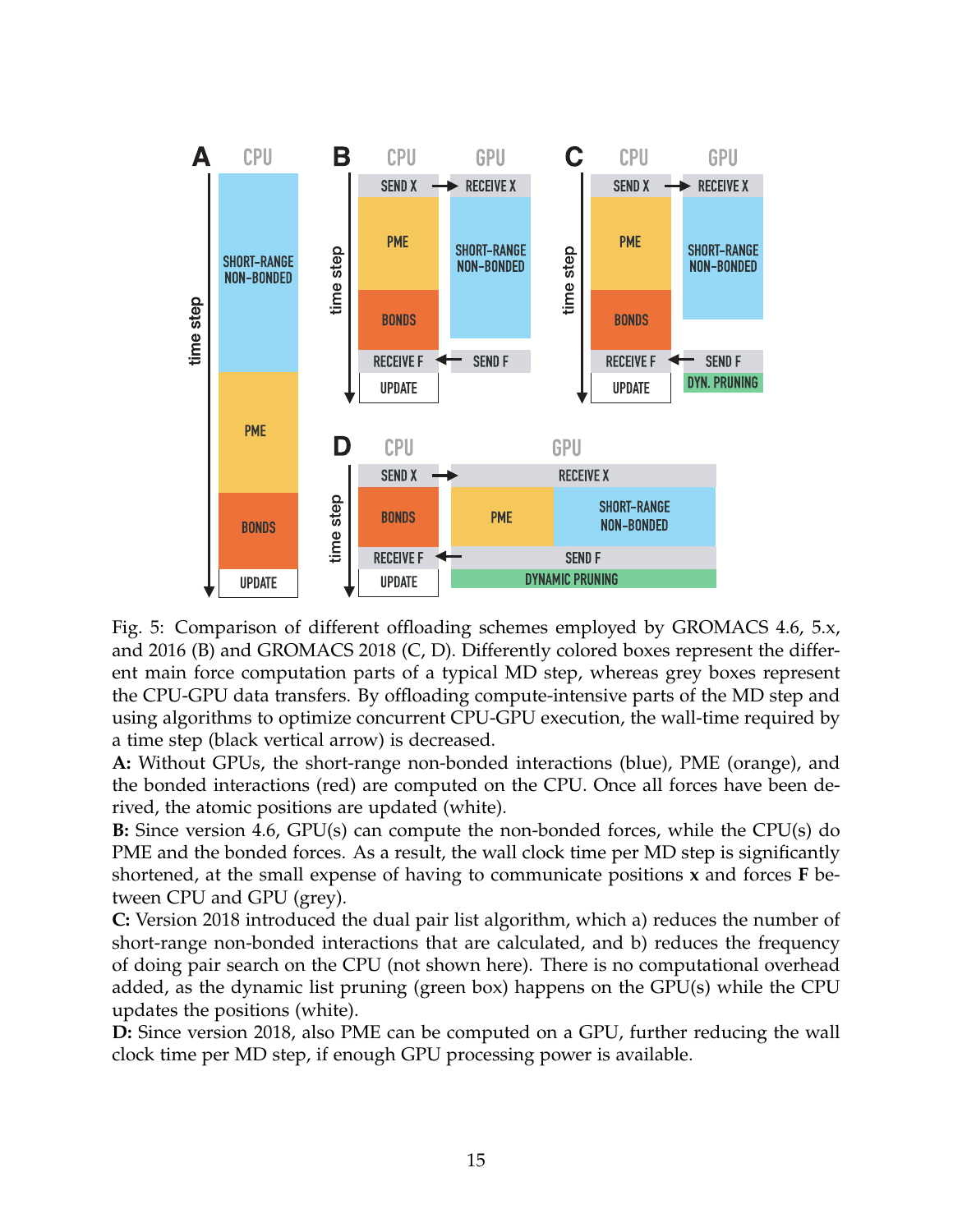Fig. 5: Comparison of different offloading schemes employed by GROMACS 4.6, 5.x, and 2016 (B) and GROMACS 2018 (C, D). Differently colored boxes represent the different main force computation parts of a typical MD step, whereas grey boxes represent the CPU-GPU data transfers. By offloading compute-intensive parts of the MD step and using algorithms to optimize concurrent CPU-GPU execution, the wall-time required by a time step (black vertical arrow) is decreased.

**A:** Without GPUs, the short-range non-bonded interactions (blue), PME (orange), and the bonded interactions (red) are computed on the CPU. Once all forces have been derived, the atomic positions are updated (white).

**B:** Since version 4.6, GPU(s) can compute the non-bonded forces, while the CPU(s) do PME and the bonded forces. As a result, the wall clock time per MD step is significantly shortened, at the small expense of having to communicate positions **x** and forces **F** between CPU and GPU (grey).

**C:** Version 2018 introduced the dual pair list algorithm, which a) reduces the number of short-range non-bonded interactions that are calculated, and b) reduces the frequency of doing pair search on the CPU (not shown here). There is no computational overhead added, as the dynamic list pruning (green box) happens on the GPU(s) while the CPU updates the positions (white).

**D:** Since version 2018, also PME can be computed on a GPU, further reducing the wall clock time per MD step, if enough GPU processing power is available.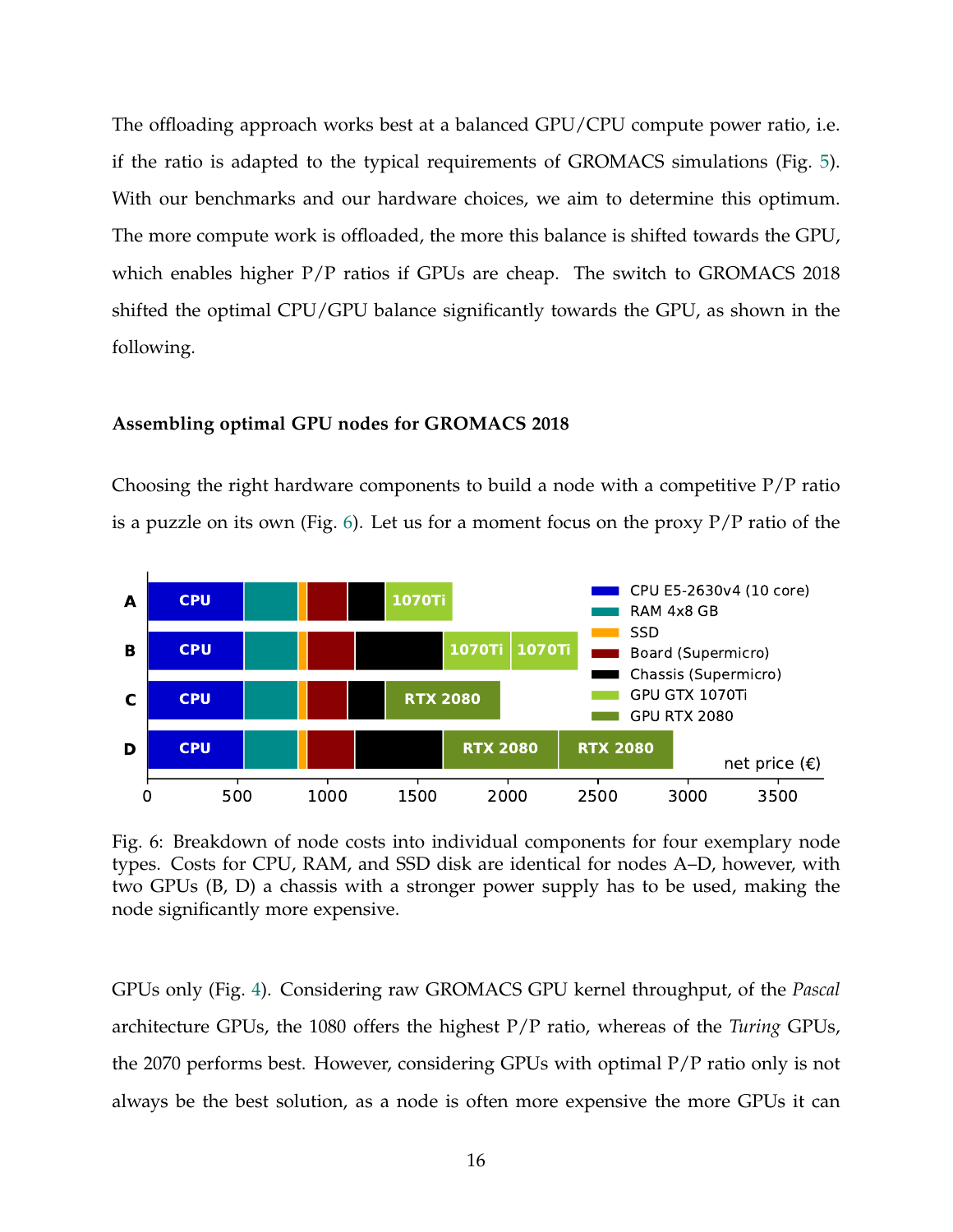The offloading approach works best at a balanced GPU/CPU compute power ratio, i.e. if the ratio is adapted to the typical requirements of GROMACS simulations (Fig. 5). With our benchmarks and our hardware choices, we aim to determine this optimum. The more compute work is offloaded, the more this balance is shifted towards the GPU, which enables higher P/P ratios if GPUs are cheap. The switch to GROMACS 2018 shifted the optimal CPU/GPU balance significantly towards the GPU, as shown in the following.

### Assembling optimal GPU nodes for GROMACS 2018

Choosing the right hardware components to build a node with a competitive P/P ratio is a puzzle on its own (Fig. 6). Let us for a moment focus on the proxy P/P ratio of the

Fig. 6: Breakdown of node costs into individual components for four exemplary node types. Costs for CPU, RAM, and SSD disk are identical for nodes A–D, however, with two GPUs (B, D) a chassis with a stronger power supply has to be used, making the node significantly more expensive.

GPUs only (Fig. 4). Considering raw GROMACS GPU kernel throughput, of the *Pascal* architecture GPUs, the 1080 offers the highest P/P ratio, whereas of the *Turing* GPUs, the 2070 performs best. However, considering GPUs with optimal P/P ratio only is not always be the best solution, as a node is often more expensive the more GPUs it can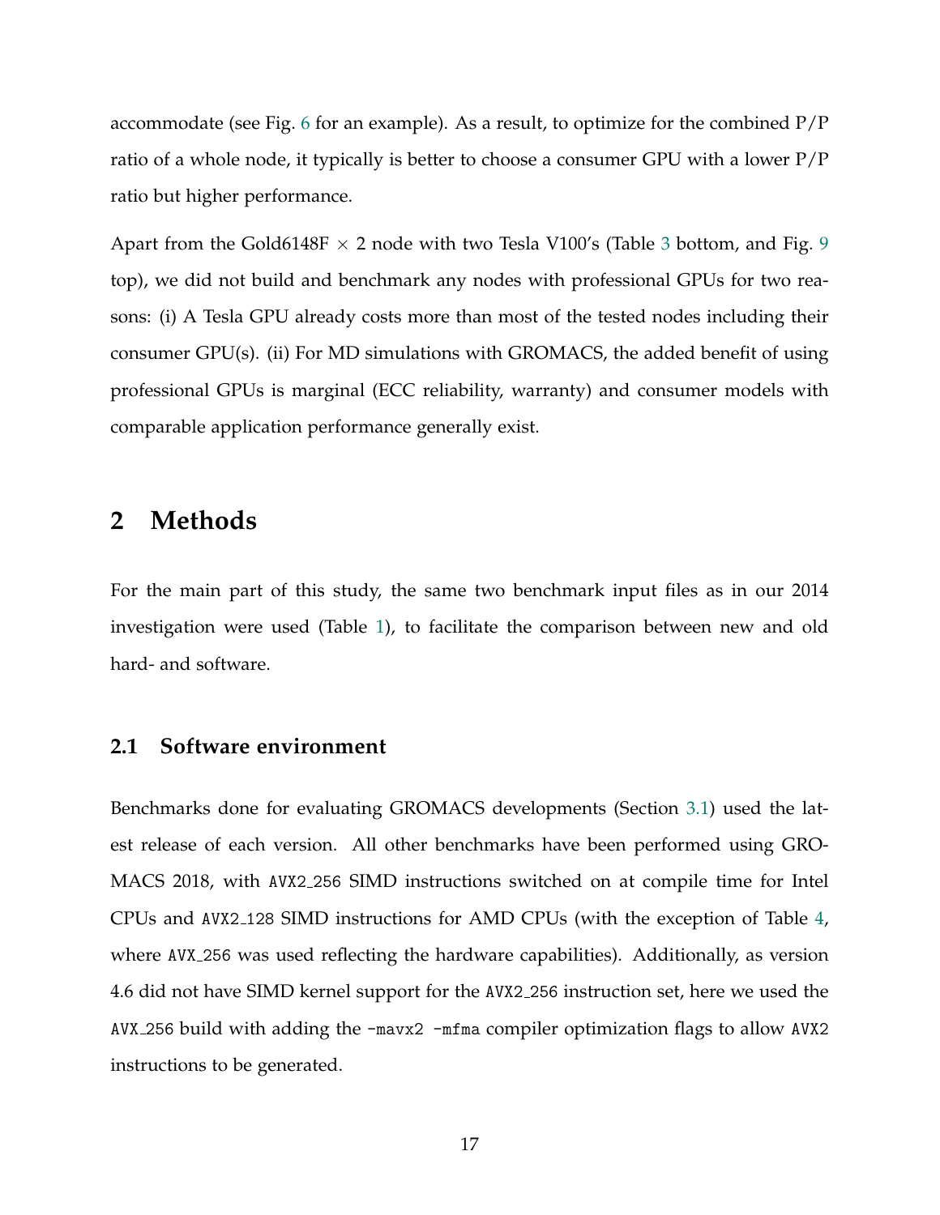accommodate (see Fig. 6 for an example). As a result, to optimize for the combined P/P ratio of a whole node, it typically is better to choose a consumer GPU with a lower P/P ratio but higher performance.

Apart from the Gold6148F $\times$ 2 node with two Tesla V100's (Table 3 bottom, and Fig. 9 top), we did not build and benchmark any nodes with professional GPUs for two reasons: (i) A Tesla GPU already costs more than most of the tested nodes including their consumer GPU(s). (ii) For MD simulations with GROMACS, the added benefit of using professional GPUs is marginal (ECC reliability, warranty) and consumer models with comparable application performance generally exist.

## 2 Methods

For the main part of this study, the same two benchmark input files as in our 2014 investigation were used (Table 1), to facilitate the comparison between new and old hard- and software.

### 2.1 Software environment

Benchmarks done for evaluating GROMACS developments (Section 3.1) used the latest release of each version. All other benchmarks have been performed using GROMACS 2018, with `AVX2_256` SIMD instructions switched on at compile time for Intel CPUs and `AVX2_128` SIMD instructions for AMD CPUs (with the exception of Table 4, where `AVX_256` was used reflecting the hardware capabilities). Additionally, as version 4.6 did not have SIMD kernel support for the `AVX2_256` instruction set, here we used the `AVX_256` build with adding the `-mavx2 -mfma` compiler optimization flags to allow `AVX2` instructions to be generated.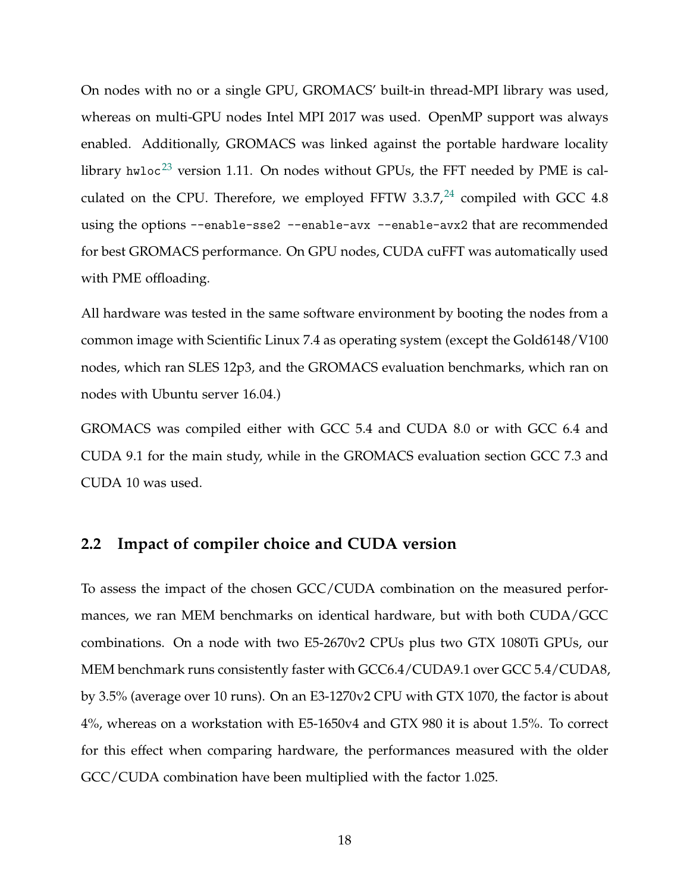On nodes with no or a single GPU, GROMACS' built-in thread-MPI library was used, whereas on multi-GPU nodes Intel MPI 2017 was used. OpenMP support was always enabled. Additionally, GROMACS was linked against the portable hardware locality library `hwloc`[23] version 1.11. On nodes without GPUs, the FFT needed by PME is calculated on the CPU. Therefore, we employed FFTW 3.3.7,[24] compiled with GCC 4.8 using the options `--enable-sse2 --enable-avx --enable-avx2` that are recommended for best GROMACS performance. On GPU nodes, CUDA cuFFT was automatically used with PME offloading.

All hardware was tested in the same software environment by booting the nodes from a common image with Scientific Linux 7.4 as operating system (except the Gold6148/V100 nodes, which ran SLES 12p3, and the GROMACS evaluation benchmarks, which ran on nodes with Ubuntu server 16.04.)

GROMACS was compiled either with GCC 5.4 and CUDA 8.0 or with GCC 6.4 and CUDA 9.1 for the main study, while in the GROMACS evaluation section GCC 7.3 and CUDA 10 was used.

## 2.2 Impact of compiler choice and CUDA version

To assess the impact of the chosen GCC/CUDA combination on the measured performances, we ran MEM benchmarks on identical hardware, but with both CUDA/GCC combinations. On a node with two E5-2670v2 CPUs plus two GTX 1080Ti GPUs, our MEM benchmark runs consistently faster with GCC6.4/CUDA9.1 over GCC 5.4/CUDA8, by 3.5% (average over 10 runs). On an E3-1270v2 CPU with GTX 1070, the factor is about 4%, whereas on a workstation with E5-1650v4 and GTX 980 it is about 1.5%. To correct for this effect when comparing hardware, the performances measured with the older GCC/CUDA combination have been multiplied with the factor 1.025.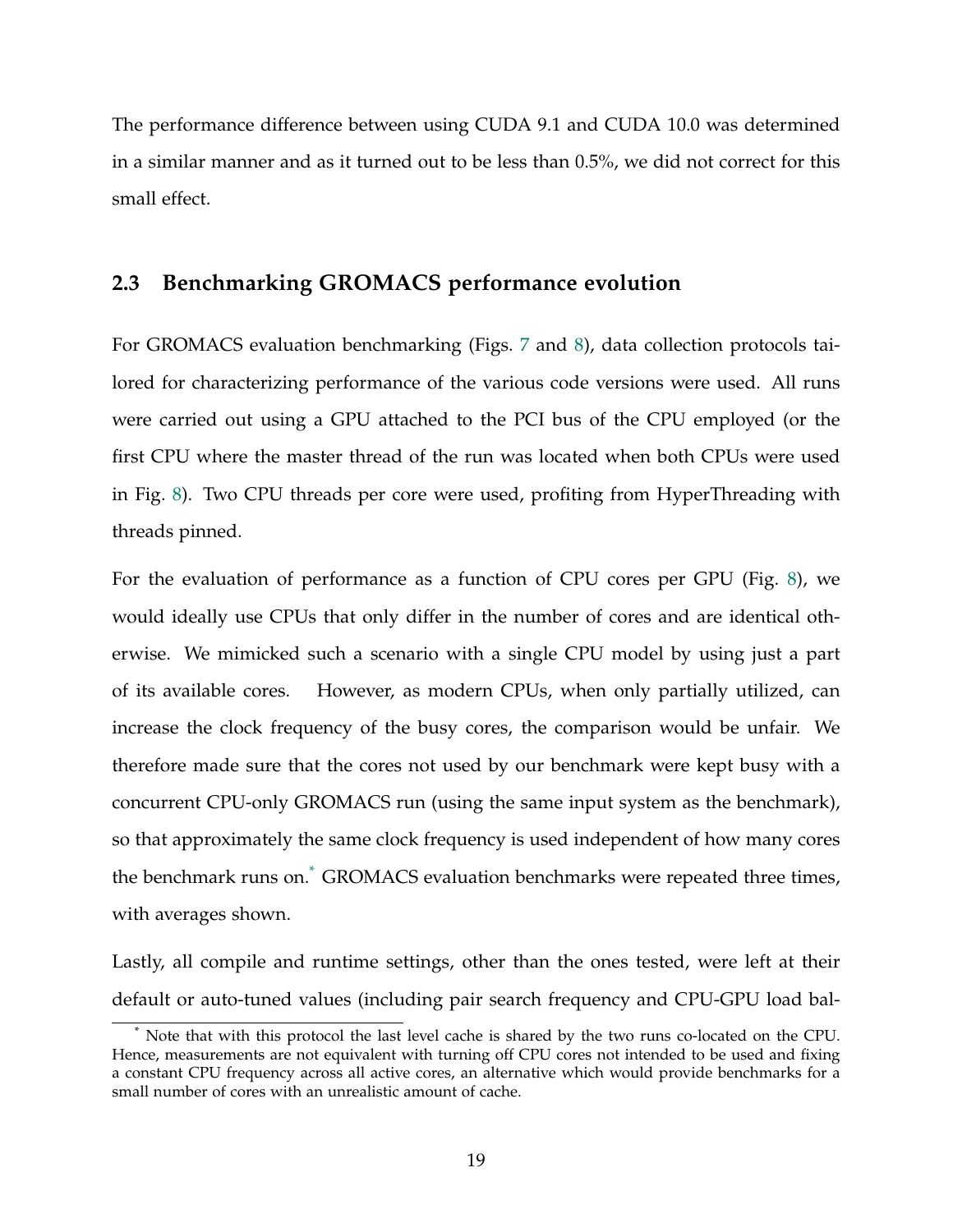The performance difference between using CUDA 9.1 and CUDA 10.0 was determined in a similar manner and as it turned out to be less than 0.5%, we did not correct for this small effect.

### 2.3 Benchmarking GROMACS performance evolution

For GROMACS evaluation benchmarking (Figs. 7 and 8), data collection protocols tailored for characterizing performance of the various code versions were used. All runs were carried out using a GPU attached to the PCI bus of the CPU employed (or the first CPU where the master thread of the run was located when both CPUs were used in Fig. 8). Two CPU threads per core were used, profiting from HyperThreading with threads pinned.

For the evaluation of performance as a function of CPU cores per GPU (Fig. 8), we would ideally use CPUs that only differ in the number of cores and are identical otherwise. We mimicked such a scenario with a single CPU model by using just a part of its available cores. However, as modern CPUs, when only partially utilized, can increase the clock frequency of the busy cores, the comparison would be unfair. We therefore made sure that the cores not used by our benchmark were kept busy with a concurrent CPU-only GROMACS run (using the same input system as the benchmark), so that approximately the same clock frequency is used independent of how many cores the benchmark runs on.[*] GROMACS evaluation benchmarks were repeated three times, with averages shown.

Lastly, all compile and runtime settings, other than the ones tested, were left at their default or auto-tuned values (including pair search frequency and CPU-GPU load bal-

[*] Note that with this protocol the last level cache is shared by the two runs co-located on the CPU. Hence, measurements are not equivalent with turning off CPU cores not intended to be used and fixing a constant CPU frequency across all active cores, an alternative which would provide benchmarks for a small number of cores with an unrealistic amount of cache.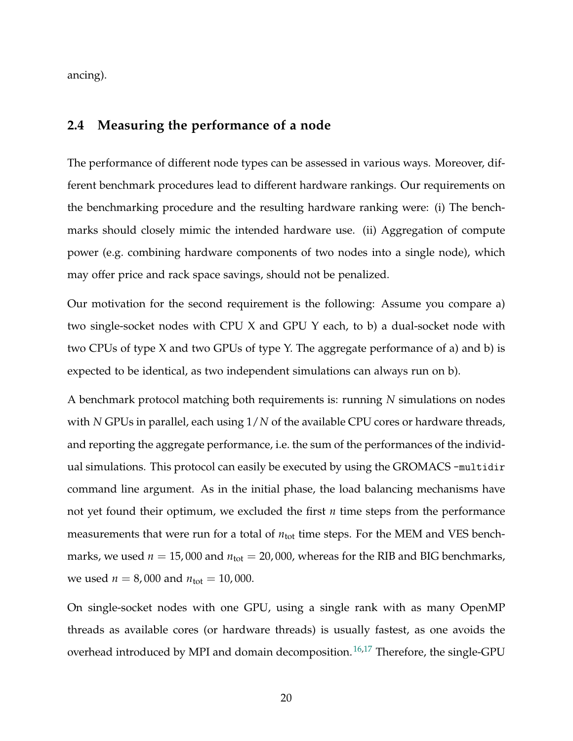ancing).

## 2.4 Measuring the performance of a node

The performance of different node types can be assessed in various ways. Moreover, different benchmark procedures lead to different hardware rankings. Our requirements on the benchmarking procedure and the resulting hardware ranking were: (i) The benchmarks should closely mimic the intended hardware use. (ii) Aggregation of compute power (e.g. combining hardware components of two nodes into a single node), which may offer price and rack space savings, should not be penalized.

Our motivation for the second requirement is the following: Assume you compare a) two single-socket nodes with CPU X and GPU Y each, to b) a dual-socket node with two CPUs of type X and two GPUs of type Y. The aggregate performance of a) and b) is expected to be identical, as two independent simulations can always run on b).

A benchmark protocol matching both requirements is: running $N$ simulations on nodes with $N$ GPUs in parallel, each using $1/N$ of the available CPU cores or hardware threads, and reporting the aggregate performance, i.e. the sum of the performances of the individual simulations. This protocol can easily be executed by using the GROMACS `-multidir` command line argument. As in the initial phase, the load balancing mechanisms have not yet found their optimum, we excluded the first $n$ time steps from the performance measurements that were run for a total of $n_{\text{tot}}$ time steps. For the MEM and VES benchmarks, we used $n = 15,000$ and $n_{\text{tot}} = 20,000$, whereas for the RIB and BIG benchmarks, we used $n = 8,000$ and $n_{\text{tot}} = 10,000$.

On single-socket nodes with one GPU, using a single rank with as many OpenMP threads as available cores (or hardware threads) is usually fastest, as one avoids the overhead introduced by MPI and domain decomposition.[16,17] Therefore, the single-GPU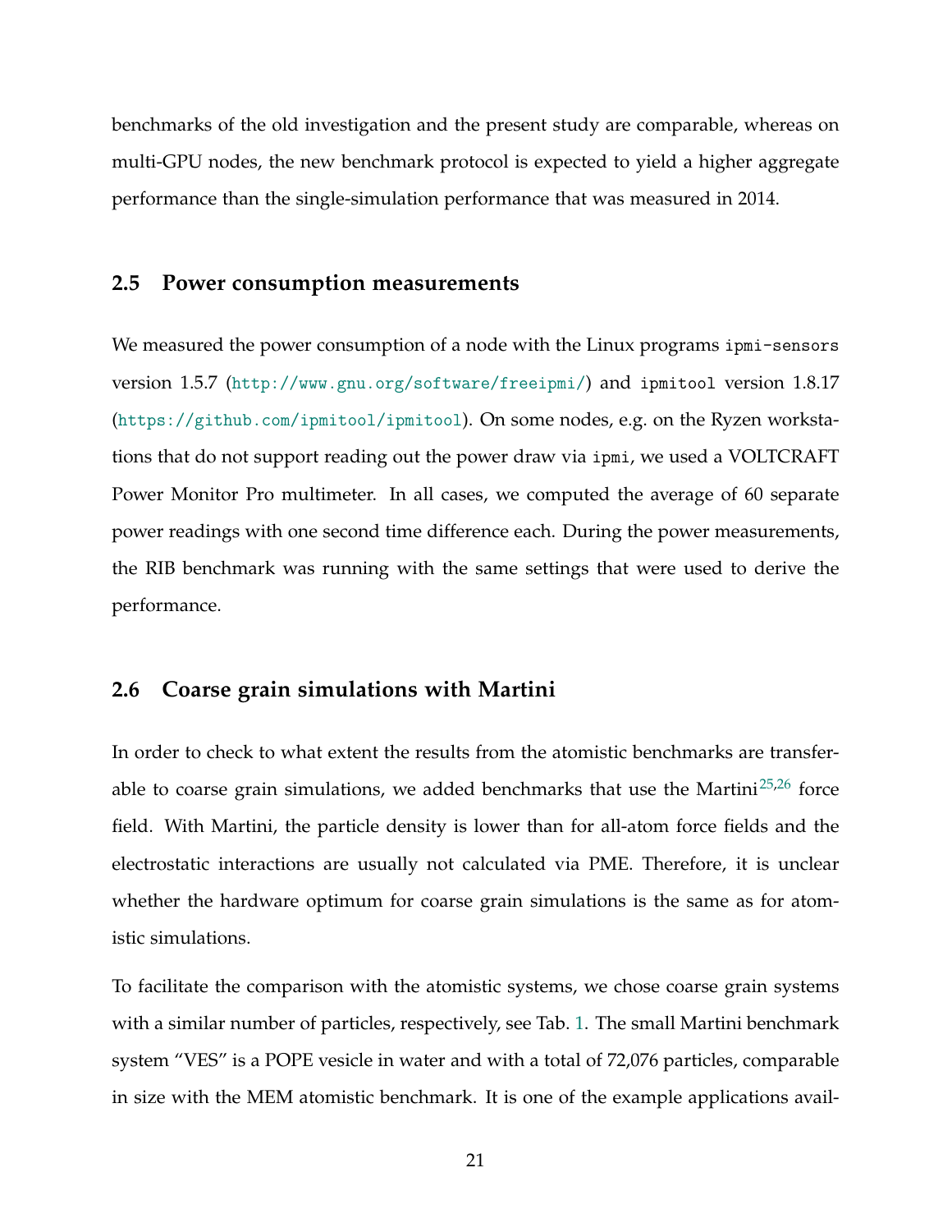benchmarks of the old investigation and the present study are comparable, whereas on multi-GPU nodes, the new benchmark protocol is expected to yield a higher aggregate performance than the single-simulation performance that was measured in 2014.

### 2.5 Power consumption measurements

We measured the power consumption of a node with the Linux programs `ipmi-sensors` version 1.5.7 (http://www.gnu.org/software/freeipmi/) and `ipmitool` version 1.8.17 (https://github.com/ipmitool/ipmitool). On some nodes, e.g. on the Ryzen workstations that do not support reading out the power draw via `ipmi`, we used a VOLTCRAFT Power Monitor Pro multimeter. In all cases, we computed the average of 60 separate power readings with one second time difference each. During the power measurements, the RIB benchmark was running with the same settings that were used to derive the performance.

### 2.6 Coarse grain simulations with Martini

In order to check to what extent the results from the atomistic benchmarks are transferable to coarse grain simulations, we added benchmarks that use the Martini[25,26] force field. With Martini, the particle density is lower than for all-atom force fields and the electrostatic interactions are usually not calculated via PME. Therefore, it is unclear whether the hardware optimum for coarse grain simulations is the same as for atomistic simulations.

To facilitate the comparison with the atomistic systems, we chose coarse grain systems with a similar number of particles, respectively, see Tab. 1. The small Martini benchmark system "VES" is a POPE vesicle in water and with a total of 72,076 particles, comparable in size with the MEM atomistic benchmark. It is one of the example applications avail-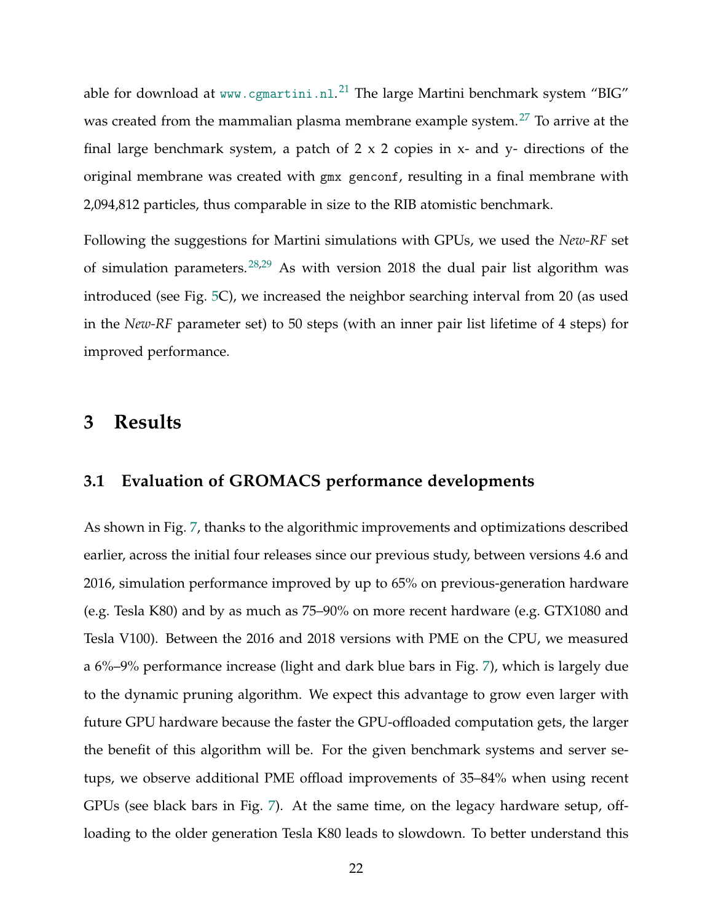able for download at www.cgmartini.nl.[21] The large Martini benchmark system "BIG" was created from the mammalian plasma membrane example system.[27] To arrive at the final large benchmark system, a patch of 2 x 2 copies in x- and y- directions of the original membrane was created with `gmx genconf`, resulting in a final membrane with 2,094,812 particles, thus comparable in size to the RIB atomistic benchmark.

Following the suggestions for Martini simulations with GPUs, we used the *New-RF* set of simulation parameters.[28,29] As with version 2018 the dual pair list algorithm was introduced (see Fig. 5C), we increased the neighbor searching interval from 20 (as used in the *New-RF* parameter set) to 50 steps (with an inner pair list lifetime of 4 steps) for improved performance.

# 3 Results

## 3.1 Evaluation of GROMACS performance developments

As shown in Fig. 7, thanks to the algorithmic improvements and optimizations described earlier, across the initial four releases since our previous study, between versions 4.6 and 2016, simulation performance improved by up to 65% on previous-generation hardware (e.g. Tesla K80) and by as much as 75–90% on more recent hardware (e.g. GTX1080 and Tesla V100). Between the 2016 and 2018 versions with PME on the CPU, we measured a 6%–9% performance increase (light and dark blue bars in Fig. 7), which is largely due to the dynamic pruning algorithm. We expect this advantage to grow even larger with future GPU hardware because the faster the GPU-offloaded computation gets, the larger the benefit of this algorithm will be. For the given benchmark systems and server setups, we observe additional PME offload improvements of 35–84% when using recent GPUs (see black bars in Fig. 7). At the same time, on the legacy hardware setup, offloading to the older generation Tesla K80 leads to slowdown. To better understand this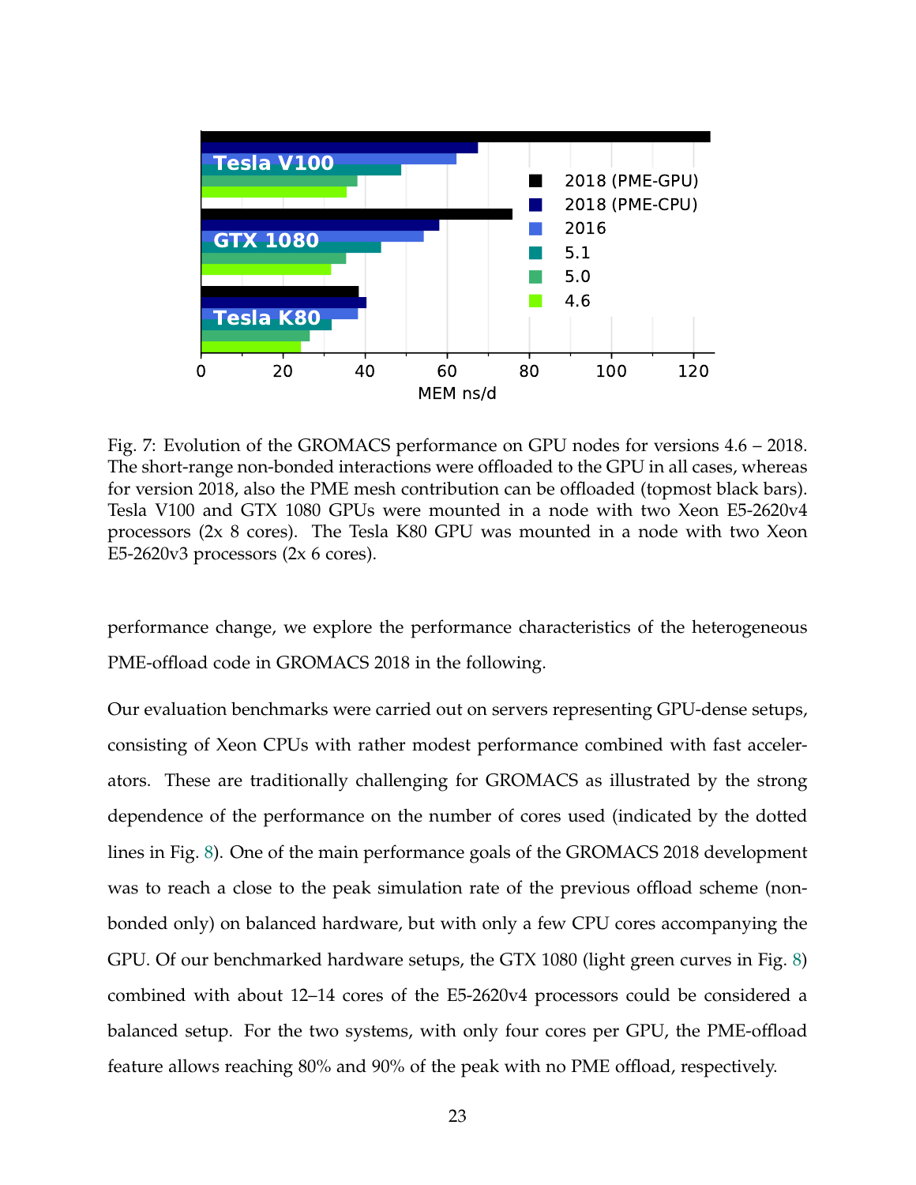Fig. 7: Evolution of the GROMACS performance on GPU nodes for versions 4.6 – 2018. The short-range non-bonded interactions were offloaded to the GPU in all cases, whereas for version 2018, also the PME mesh contribution can be offloaded (topmost black bars). Tesla V100 and GTX 1080 GPUs were mounted in a node with two Xeon E5-2620v4 processors (2x 8 cores). The Tesla K80 GPU was mounted in a node with two Xeon E5-2620v3 processors (2x 6 cores).

performance change, we explore the performance characteristics of the heterogeneous PME-offload code in GROMACS 2018 in the following.

Our evaluation benchmarks were carried out on servers representing GPU-dense setups, consisting of Xeon CPUs with rather modest performance combined with fast accelerators. These are traditionally challenging for GROMACS as illustrated by the strong dependence of the performance on the number of cores used (indicated by the dotted lines in Fig. 8). One of the main performance goals of the GROMACS 2018 development was to reach a close to the peak simulation rate of the previous offload scheme (non-bonded only) on balanced hardware, but with only a few CPU cores accompanying the GPU. Of our benchmarked hardware setups, the GTX 1080 (light green curves in Fig. 8) combined with about 12–14 cores of the E5-2620v4 processors could be considered a balanced setup. For the two systems, with only four cores per GPU, the PME-offload feature allows reaching 80% and 90% of the peak with no PME offload, respectively.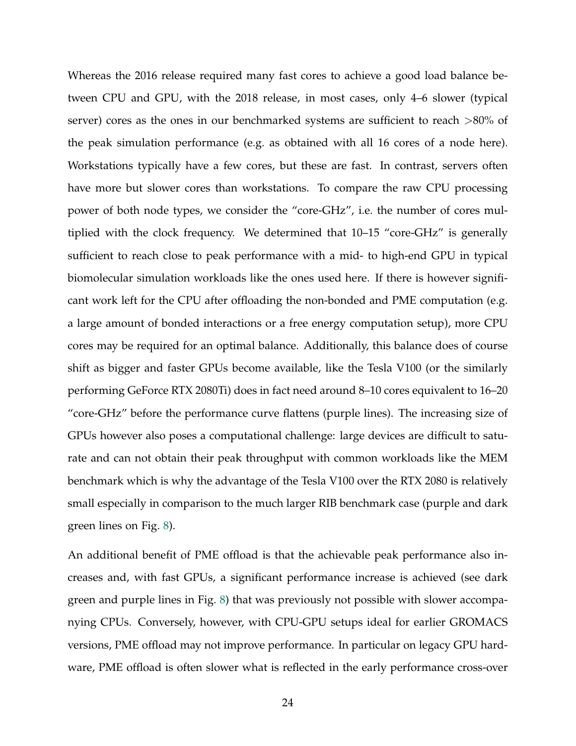Whereas the 2016 release required many fast cores to achieve a good load balance between CPU and GPU, with the 2018 release, in most cases, only 4–6 slower (typical server) cores as the ones in our benchmarked systems are sufficient to reach >80% of the peak simulation performance (e.g. as obtained with all 16 cores of a node here). Workstations typically have a few cores, but these are fast. In contrast, servers often have more but slower cores than workstations. To compare the raw CPU processing power of both node types, we consider the "core-GHz", i.e. the number of cores multiplied with the clock frequency. We determined that 10–15 "core-GHz" is generally sufficient to reach close to peak performance with a mid- to high-end GPU in typical biomolecular simulation workloads like the ones used here. If there is however significant work left for the CPU after offloading the non-bonded and PME computation (e.g. a large amount of bonded interactions or a free energy computation setup), more CPU cores may be required for an optimal balance. Additionally, this balance does of course shift as bigger and faster GPUs become available, like the Tesla V100 (or the similarly performing GeForce RTX 2080Ti) does in fact need around 8–10 cores equivalent to 16–20 "core-GHz" before the performance curve flattens (purple lines). The increasing size of GPUs however also poses a computational challenge: large devices are difficult to saturate and can not obtain their peak throughput with common workloads like the MEM benchmark which is why the advantage of the Tesla V100 over the RTX 2080 is relatively small especially in comparison to the much larger RIB benchmark case (purple and dark green lines on Fig. 8).

An additional benefit of PME offload is that the achievable peak performance also increases and, with fast GPUs, a significant performance increase is achieved (see dark green and purple lines in Fig. 8) that was previously not possible with slower accompanying CPUs. Conversely, however, with CPU-GPU setups ideal for earlier GROMACS versions, PME offload may not improve performance. In particular on legacy GPU hardware, PME offload is often slower what is reflected in the early performance cross-over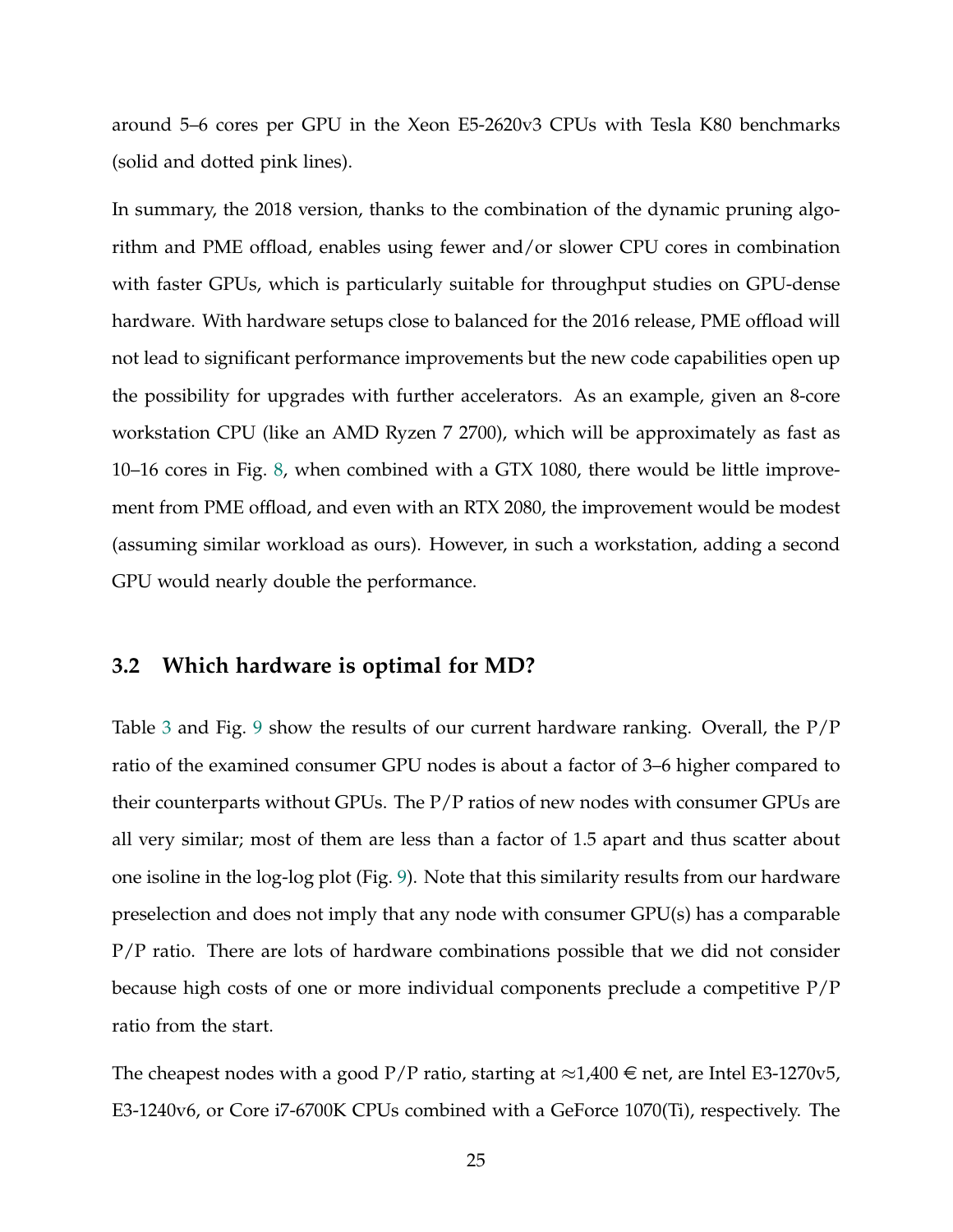around 5–6 cores per GPU in the Xeon E5-2620v3 CPUs with Tesla K80 benchmarks (solid and dotted pink lines).

In summary, the 2018 version, thanks to the combination of the dynamic pruning algorithm and PME offload, enables using fewer and/or slower CPU cores in combination with faster GPUs, which is particularly suitable for throughput studies on GPU-dense hardware. With hardware setups close to balanced for the 2016 release, PME offload will not lead to significant performance improvements but the new code capabilities open up the possibility for upgrades with further accelerators. As an example, given an 8-core workstation CPU (like an AMD Ryzen 7 2700), which will be approximately as fast as 10–16 cores in Fig. 8, when combined with a GTX 1080, there would be little improvement from PME offload, and even with an RTX 2080, the improvement would be modest (assuming similar workload as ours). However, in such a workstation, adding a second GPU would nearly double the performance.

## 3.2 Which hardware is optimal for MD?

Table 3 and Fig. 9 show the results of our current hardware ranking. Overall, the P/P ratio of the examined consumer GPU nodes is about a factor of 3–6 higher compared to their counterparts without GPUs. The P/P ratios of new nodes with consumer GPUs are all very similar; most of them are less than a factor of 1.5 apart and thus scatter about one isoline in the log-log plot (Fig. 9). Note that this similarity results from our hardware preselection and does not imply that any node with consumer GPU(s) has a comparable P/P ratio. There are lots of hardware combinations possible that we did not consider because high costs of one or more individual components preclude a competitive P/P ratio from the start.

The cheapest nodes with a good P/P ratio, starting at ≈1,400 € net, are Intel E3-1270v5, E3-1240v6, or Core i7-6700K CPUs combined with a GeForce 1070(Ti), respectively. The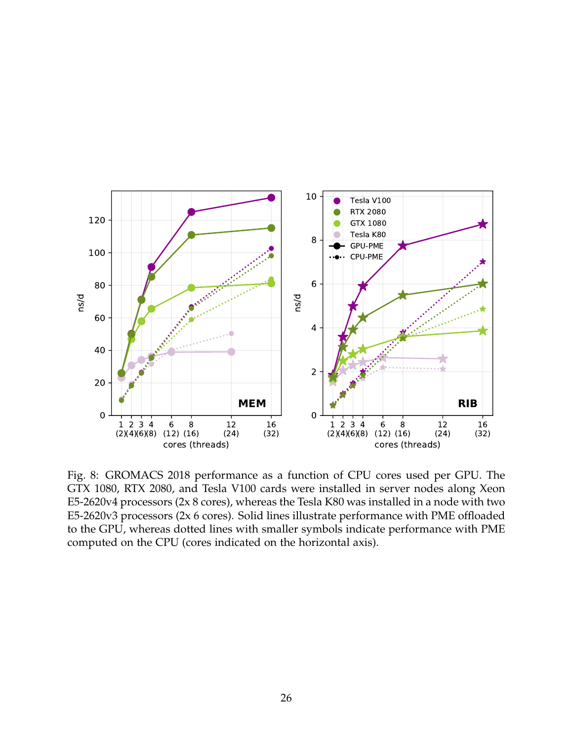Fig. 8: GROMACS 2018 performance as a function of CPU cores used per GPU. The GTX 1080, RTX 2080, and Tesla V100 cards were installed in server nodes along Xeon E5-2620v4 processors (2x 8 cores), whereas the Tesla K80 was installed in a node with two E5-2620v3 processors (2x 6 cores). Solid lines illustrate performance with PME offloaded to the GPU, whereas dotted lines with smaller symbols indicate performance with PME computed on the CPU (cores indicated on the horizontal axis).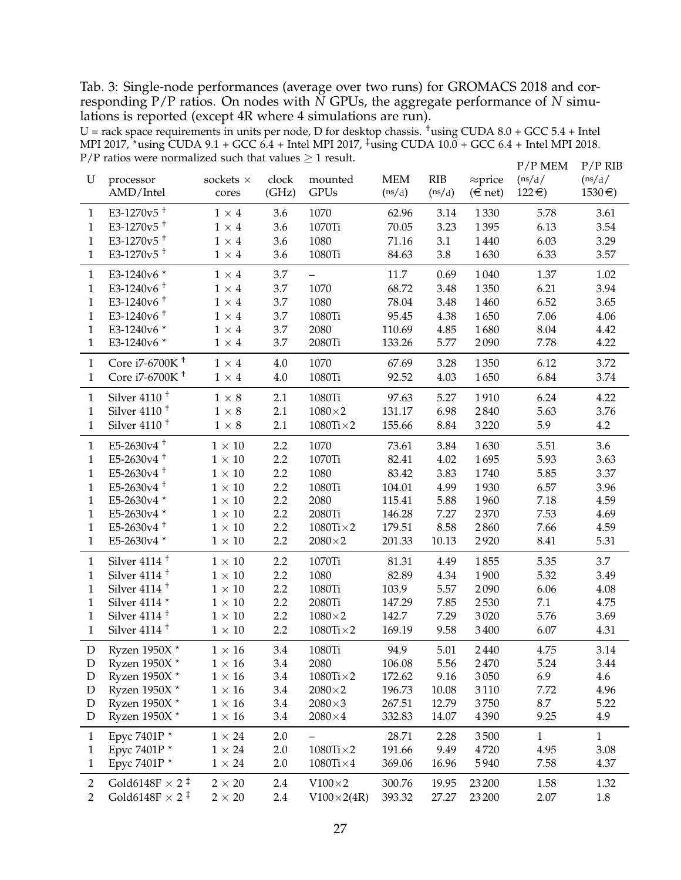Tab. 3: Single-node performances (average over two runs) for GROMACS 2018 and corresponding P/P ratios. On nodes with $N$ GPUs, the aggregate performance of $N$ simulations is reported (except 4R where 4 simulations are run).

U = rack space requirements in units per node, D for desktop chassis. †using CUDA 8.0 + GCC 5.4 + Intel MPI 2017, ⋆using CUDA 9.1 + GCC 6.4 + Intel MPI 2017, ‡using CUDA 10.0 + GCC 6.4 + Intel MPI 2018. P/P ratios were normalized such that values ≥ 1 result.

| U | processor AMD/Intel | sockets × cores | clock (GHz) | mounted GPUs | MEM (ns/d) | RIB (ns/d) | ≈price (€ net) | P/P MEM (ns/d / 122 €) | P/P RIB (ns/d / 1530 €) |
|---|---|---|---|---|---|---|---|---|---|
| 1 | E3-1270v5 † | 1 × 4 | 3.6 | 1070 | 62.96 | 3.14 | 1 330 | 5.78 | 3.61 |
| 1 | E3-1270v5 † | 1 × 4 | 3.6 | 1070Ti | 70.05 | 3.23 | 1 395 | 6.13 | 3.54 |
| 1 | E3-1270v5 † | 1 × 4 | 3.6 | 1080 | 71.16 | 3.1 | 1 440 | 6.03 | 3.29 |
| 1 | E3-1270v5 † | 1 × 4 | 3.6 | 1080Ti | 84.63 | 3.8 | 1 630 | 6.33 | 3.57 |
| 1 | E3-1240v6 ⋆ | 1 × 4 | 3.7 | – | 11.7 | 0.69 | 1 040 | 1.37 | 1.02 |
| 1 | E3-1240v6 † | 1 × 4 | 3.7 | 1070 | 68.72 | 3.48 | 1 350 | 6.21 | 3.94 |
| 1 | E3-1240v6 † | 1 × 4 | 3.7 | 1080 | 78.04 | 3.48 | 1 460 | 6.52 | 3.65 |
| 1 | E3-1240v6 † | 1 × 4 | 3.7 | 1080Ti | 95.45 | 4.38 | 1 650 | 7.06 | 4.06 |
| 1 | E3-1240v6 ⋆ | 1 × 4 | 3.7 | 2080 | 110.69 | 4.85 | 1 680 | 8.04 | 4.42 |
| 1 | E3-1240v6 ⋆ | 1 × 4 | 3.7 | 2080Ti | 133.26 | 5.77 | 2 090 | 7.78 | 4.22 |
| 1 | Core i7-6700K † | 1 × 4 | 4.0 | 1070 | 67.69 | 3.28 | 1 350 | 6.12 | 3.72 |
| 1 | Core i7-6700K † | 1 × 4 | 4.0 | 1080Ti | 92.52 | 4.03 | 1 650 | 6.84 | 3.74 |
| 1 | Silver 4110 † | 1 × 8 | 2.1 | 1080Ti | 97.63 | 5.27 | 1 910 | 6.24 | 4.22 |
| 1 | Silver 4110 † | 1 × 8 | 2.1 | 1080×2 | 131.17 | 6.98 | 2 840 | 5.63 | 3.76 |
| 1 | Silver 4110 † | 1 × 8 | 2.1 | 1080Ti×2 | 155.66 | 8.84 | 3 220 | 5.9 | 4.2 |
| 1 | E5-2630v4 † | 1 × 10 | 2.2 | 1070 | 73.61 | 3.84 | 1 630 | 5.51 | 3.6 |
| 1 | E5-2630v4 † | 1 × 10 | 2.2 | 1070Ti | 82.41 | 4.02 | 1 695 | 5.93 | 3.63 |
| 1 | E5-2630v4 † | 1 × 10 | 2.2 | 1080 | 83.42 | 3.83 | 1 740 | 5.85 | 3.37 |
| 1 | E5-2630v4 † | 1 × 10 | 2.2 | 1080Ti | 104.01 | 4.99 | 1 930 | 6.57 | 3.96 |
| 1 | E5-2630v4 ⋆ | 1 × 10 | 2.2 | 2080 | 115.41 | 5.88 | 1 960 | 7.18 | 4.59 |
| 1 | E5-2630v4 ⋆ | 1 × 10 | 2.2 | 2080Ti | 146.28 | 7.27 | 2 370 | 7.53 | 4.69 |
| 1 | E5-2630v4 † | 1 × 10 | 2.2 | 1080Ti×2 | 179.51 | 8.58 | 2 860 | 7.66 | 4.59 |
| 1 | E5-2630v4 ⋆ | 1 × 10 | 2.2 | 2080×2 | 201.33 | 10.13 | 2 920 | 8.41 | 5.31 |
| 1 | Silver 4114 † | 1 × 10 | 2.2 | 1070Ti | 81.31 | 4.49 | 1 855 | 5.35 | 3.7 |
| 1 | Silver 4114 † | 1 × 10 | 2.2 | 1080 | 82.89 | 4.34 | 1 900 | 5.32 | 3.49 |
| 1 | Silver 4114 † | 1 × 10 | 2.2 | 1080Ti | 103.9 | 5.57 | 2 090 | 6.06 | 4.08 |
| 1 | Silver 4114 ⋆ | 1 × 10 | 2.2 | 2080Ti | 147.29 | 7.85 | 2 530 | 7.1 | 4.75 |
| 1 | Silver 4114 † | 1 × 10 | 2.2 | 1080×2 | 142.7 | 7.29 | 3 020 | 5.76 | 3.69 |
| 1 | Silver 4114 † | 1 × 10 | 2.2 | 1080Ti×2 | 169.19 | 9.58 | 3 400 | 6.07 | 4.31 |
| D | Ryzen 1950X ⋆ | 1 × 16 | 3.4 | 1080Ti | 94.9 | 5.01 | 2 440 | 4.75 | 3.14 |
| D | Ryzen 1950X ⋆ | 1 × 16 | 3.4 | 2080 | 106.08 | 5.56 | 2 470 | 5.24 | 3.44 |
| D | Ryzen 1950X ⋆ | 1 × 16 | 3.4 | 1080Ti×2 | 172.62 | 9.16 | 3 050 | 6.9 | 4.6 |
| D | Ryzen 1950X ⋆ | 1 × 16 | 3.4 | 2080×2 | 196.73 | 10.08 | 3 110 | 7.72 | 4.96 |
| D | Ryzen 1950X ⋆ | 1 × 16 | 3.4 | 2080×3 | 267.51 | 12.79 | 3 750 | 8.7 | 5.22 |
| D | Ryzen 1950X ⋆ | 1 × 16 | 3.4 | 2080×4 | 332.83 | 14.07 | 4 390 | 9.25 | 4.9 |
| 1 | Epyc 7401P ⋆ | 1 × 24 | 2.0 | – | 28.71 | 2.28 | 3 500 | 1 | 1 |
| 1 | Epyc 7401P ⋆ | 1 × 24 | 2.0 | 1080Ti×2 | 191.66 | 9.49 | 4 720 | 4.95 | 3.08 |
| 1 | Epyc 7401P ⋆ | 1 × 24 | 2.0 | 1080Ti×4 | 369.06 | 16.96 | 5 940 | 7.58 | 4.37 |
| 2 | Gold6148F × 2 ‡ | 2 × 20 | 2.4 | V100×2 | 300.76 | 19.95 | 23 200 | 1.58 | 1.32 |
| 2 | Gold6148F × 2 ‡ | 2 × 20 | 2.4 | V100×2(4R) | 393.32 | 27.27 | 23 200 | 2.07 | 1.8 |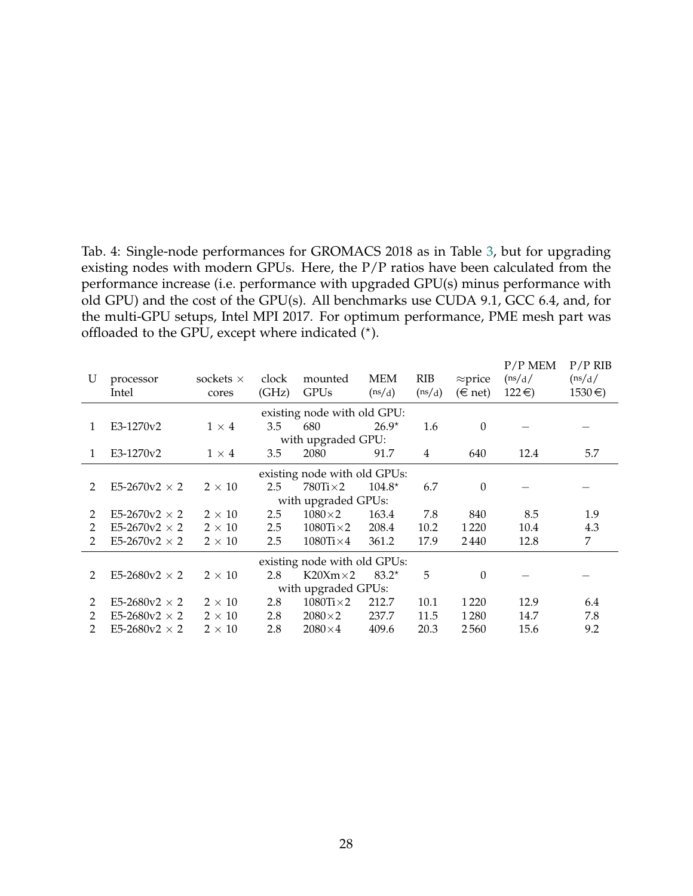Tab. 4: Single-node performances for GROMACS 2018 as in Table 3, but for upgrading existing nodes with modern GPUs. Here, the P/P ratios have been calculated from the performance increase (i.e. performance with upgraded GPU(s) minus performance with old GPU) and the cost of the GPU(s). All benchmarks use CUDA 9.1, GCC 6.4, and, for the multi-GPU setups, Intel MPI 2017. For optimum performance, PME mesh part was offloaded to the GPU, except where indicated (⋆).

| U | processor Intel | sockets × cores | clock (GHz) | mounted GPUs | MEM (ns/d) | RIB (ns/d) | ≈price (€ net) | P/P MEM (ns/d/ 122 €) | P/P RIB (ns/d/ 1530 €) |
|---|---|---|---|---|---|---|---|---|---|
| | | | | existing node with old GPU: | | | | | |
| 1 | E3-1270v2 | 1 × 4 | 3.5 | 680 | 26.9⋆ | 1.6 | 0 | – | – |
| | | | | with upgraded GPU: | | | | | |
| 1 | E3-1270v2 | 1 × 4 | 3.5 | 2080 | 91.7 | 4 | 640 | 12.4 | 5.7 |
| | | | | existing node with old GPUs: | | | | | |
| 2 | E5-2670v2 × 2 | 2 × 10 | 2.5 | 780Ti×2 | 104.8⋆ | 6.7 | 0 | – | – |
| | | | | with upgraded GPUs: | | | | | |
| 2 | E5-2670v2 × 2 | 2 × 10 | 2.5 | 1080×2 | 163.4 | 7.8 | 840 | 8.5 | 1.9 |
| 2 | E5-2670v2 × 2 | 2 × 10 | 2.5 | 1080Ti×2 | 208.4 | 10.2 | 1 220 | 10.4 | 4.3 |
| 2 | E5-2670v2 × 2 | 2 × 10 | 2.5 | 1080Ti×4 | 361.2 | 17.9 | 2 440 | 12.8 | 7 |
| | | | | existing node with old GPUs: | | | | | |
| 2 | E5-2680v2 × 2 | 2 × 10 | 2.8 | K20Xm×2 | 83.2⋆ | 5 | 0 | – | – |
| | | | | with upgraded GPUs: | | | | | |
| 2 | E5-2680v2 × 2 | 2 × 10 | 2.8 | 1080Ti×2 | 212.7 | 10.1 | 1 220 | 12.9 | 6.4 |
| 2 | E5-2680v2 × 2 | 2 × 10 | 2.8 | 2080×2 | 237.7 | 11.5 | 1 280 | 14.7 | 7.8 |
| 2 | E5-2680v2 × 2 | 2 × 10 | 2.8 | 2080×4 | 409.6 | 20.3 | 2 560 | 15.6 | 9.2 |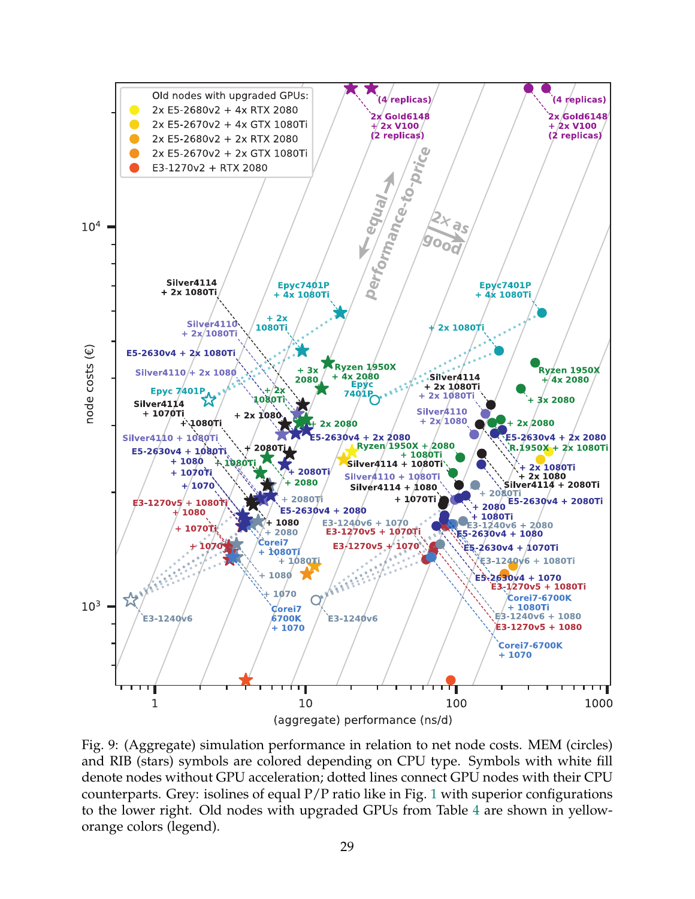Fig. 9: (Aggregate) simulation performance in relation to net node costs. MEM (circles) and RIB (stars) symbols are colored depending on CPU type. Symbols with white fill denote nodes without GPU acceleration; dotted lines connect GPU nodes with their CPU counterparts. Grey: isolines of equal P/P ratio like in Fig. 1 with superior configurations to the lower right. Old nodes with upgraded GPUs from Table 4 are shown in yellow-orange colors (legend).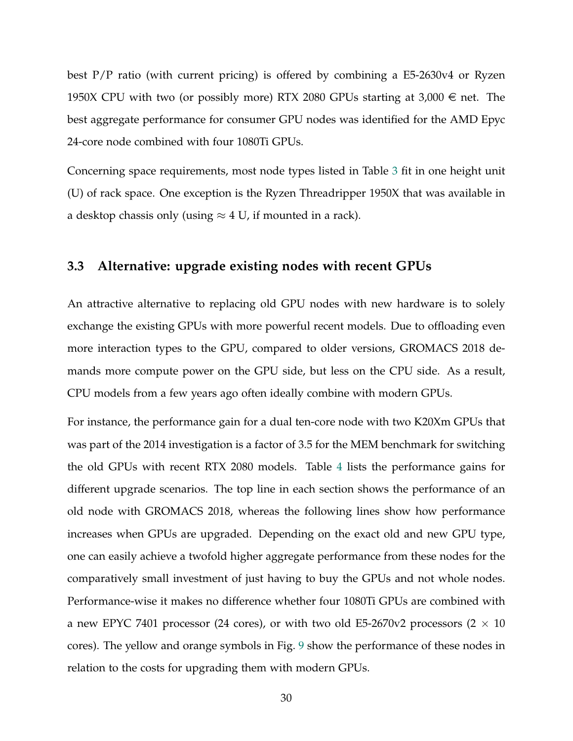best P/P ratio (with current pricing) is offered by combining a E5-2630v4 or Ryzen 1950X CPU with two (or possibly more) RTX 2080 GPUs starting at 3,000 € net. The best aggregate performance for consumer GPU nodes was identified for the AMD Epyc 24-core node combined with four 1080Ti GPUs.

Concerning space requirements, most node types listed in Table 3 fit in one height unit (U) of rack space. One exception is the Ryzen Threadripper 1950X that was available in a desktop chassis only (using $\approx 4$ U, if mounted in a rack).

### 3.3 Alternative: upgrade existing nodes with recent GPUs

An attractive alternative to replacing old GPU nodes with new hardware is to solely exchange the existing GPUs with more powerful recent models. Due to offloading even more interaction types to the GPU, compared to older versions, GROMACS 2018 demands more compute power on the GPU side, but less on the CPU side. As a result, CPU models from a few years ago often ideally combine with modern GPUs.

For instance, the performance gain for a dual ten-core node with two K20Xm GPUs that was part of the 2014 investigation is a factor of 3.5 for the MEM benchmark for switching the old GPUs with recent RTX 2080 models. Table 4 lists the performance gains for different upgrade scenarios. The top line in each section shows the performance of an old node with GROMACS 2018, whereas the following lines show how performance increases when GPUs are upgraded. Depending on the exact old and new GPU type, one can easily achieve a twofold higher aggregate performance from these nodes for the comparatively small investment of just having to buy the GPUs and not whole nodes. Performance-wise it makes no difference whether four 1080Ti GPUs are combined with a new EPYC 7401 processor (24 cores), or with two old E5-2670v2 processors ($2 \times 10$ cores). The yellow and orange symbols in Fig. 9 show the performance of these nodes in relation to the costs for upgrading them with modern GPUs.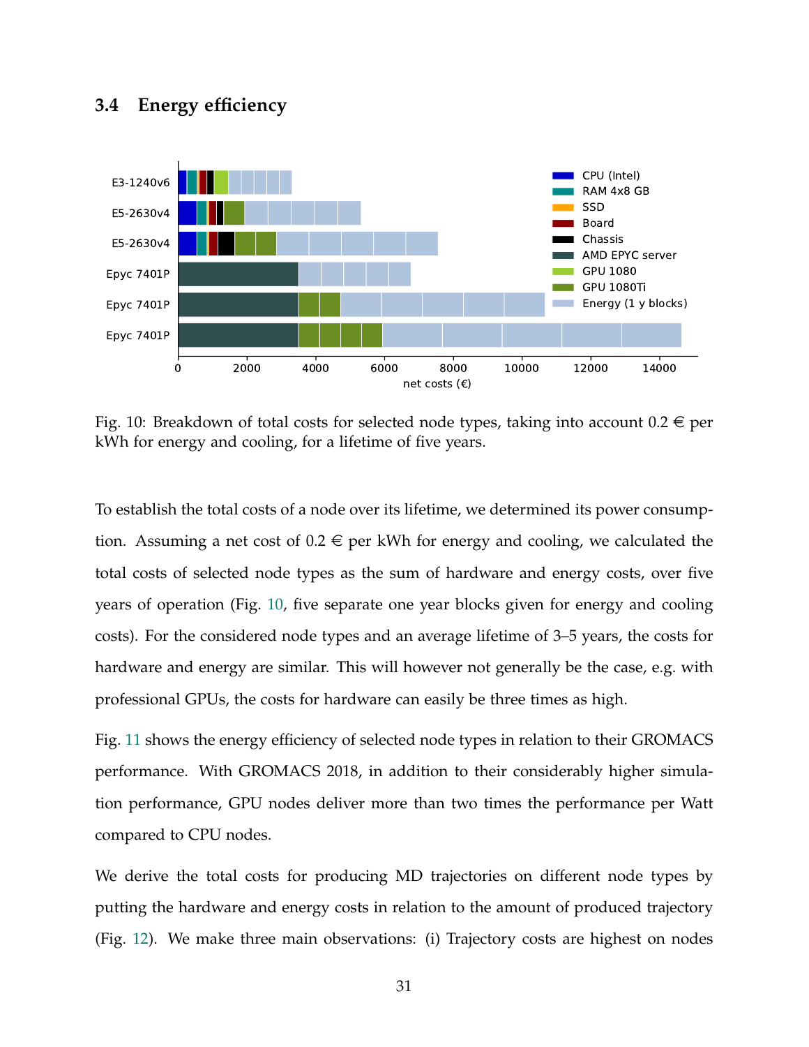### 3.4 Energy efficiency

Fig. 10: Breakdown of total costs for selected node types, taking into account 0.2 € per kWh for energy and cooling, for a lifetime of five years.

To establish the total costs of a node over its lifetime, we determined its power consumption. Assuming a net cost of 0.2 € per kWh for energy and cooling, we calculated the total costs of selected node types as the sum of hardware and energy costs, over five years of operation (Fig. 10, five separate one year blocks given for energy and cooling costs). For the considered node types and an average lifetime of 3–5 years, the costs for hardware and energy are similar. This will however not generally be the case, e.g. with professional GPUs, the costs for hardware can easily be three times as high.

Fig. 11 shows the energy efficiency of selected node types in relation to their GROMACS performance. With GROMACS 2018, in addition to their considerably higher simulation performance, GPU nodes deliver more than two times the performance per Watt compared to CPU nodes.

We derive the total costs for producing MD trajectories on different node types by putting the hardware and energy costs in relation to the amount of produced trajectory (Fig. 12). We make three main observations: (i) Trajectory costs are highest on nodes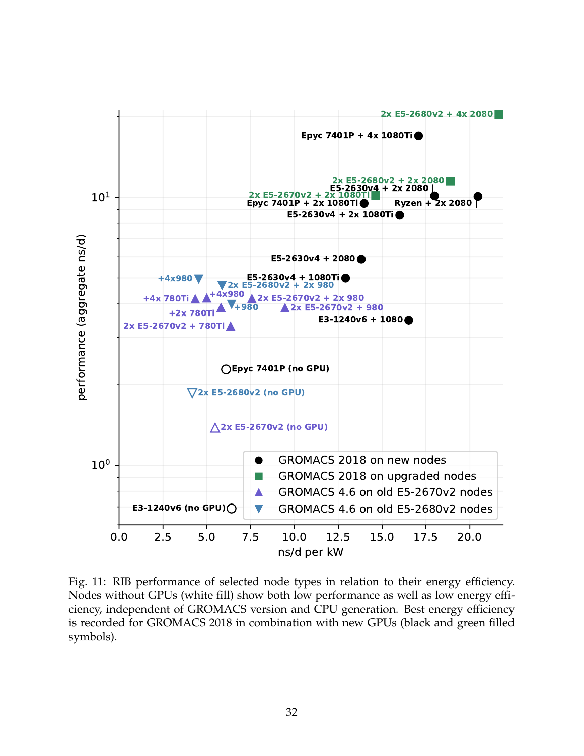Fig. 11: RIB performance of selected node types in relation to their energy efficiency. Nodes without GPUs (white fill) show both low performance as well as low energy efficiency, independent of GROMACS version and CPU generation. Best energy efficiency is recorded for GROMACS 2018 in combination with new GPUs (black and green filled symbols).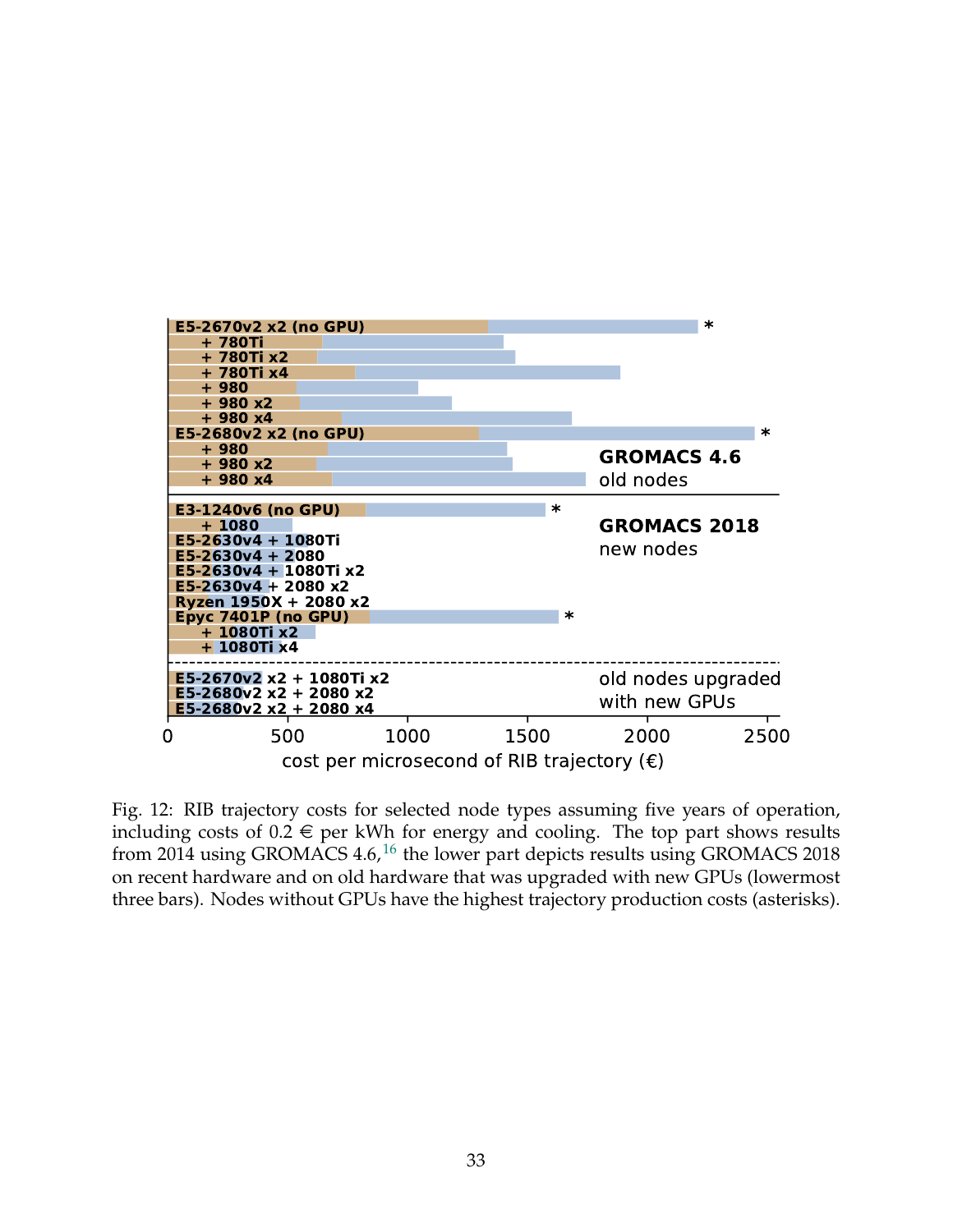Fig. 12: RIB trajectory costs for selected node types assuming five years of operation, including costs of 0.2 € per kWh for energy and cooling. The top part shows results from 2014 using GROMACS 4.6,[16] the lower part depicts results using GROMACS 2018 on recent hardware and on old hardware that was upgraded with new GPUs (lowermost three bars). Nodes without GPUs have the highest trajectory production costs (asterisks).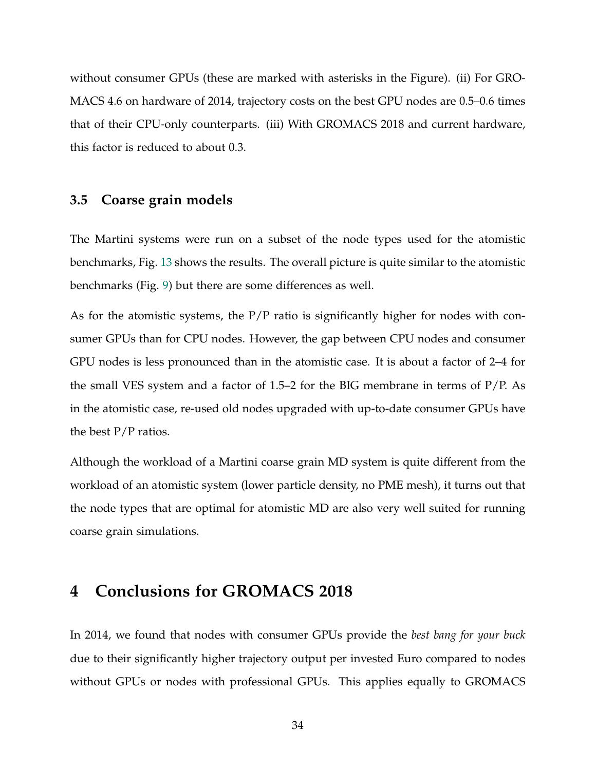without consumer GPUs (these are marked with asterisks in the Figure). (ii) For GROMACS 4.6 on hardware of 2014, trajectory costs on the best GPU nodes are 0.5–0.6 times that of their CPU-only counterparts. (iii) With GROMACS 2018 and current hardware, this factor is reduced to about 0.3.

### 3.5 Coarse grain models

The Martini systems were run on a subset of the node types used for the atomistic benchmarks, Fig. 13 shows the results. The overall picture is quite similar to the atomistic benchmarks (Fig. 9) but there are some differences as well.

As for the atomistic systems, the P/P ratio is significantly higher for nodes with consumer GPUs than for CPU nodes. However, the gap between CPU nodes and consumer GPU nodes is less pronounced than in the atomistic case. It is about a factor of 2–4 for the small VES system and a factor of 1.5–2 for the BIG membrane in terms of P/P. As in the atomistic case, re-used old nodes upgraded with up-to-date consumer GPUs have the best P/P ratios.

Although the workload of a Martini coarse grain MD system is quite different from the workload of an atomistic system (lower particle density, no PME mesh), it turns out that the node types that are optimal for atomistic MD are also very well suited for running coarse grain simulations.

# 4 Conclusions for GROMACS 2018

In 2014, we found that nodes with consumer GPUs provide the *best bang for your buck* due to their significantly higher trajectory output per invested Euro compared to nodes without GPUs or nodes with professional GPUs. This applies equally to GROMACS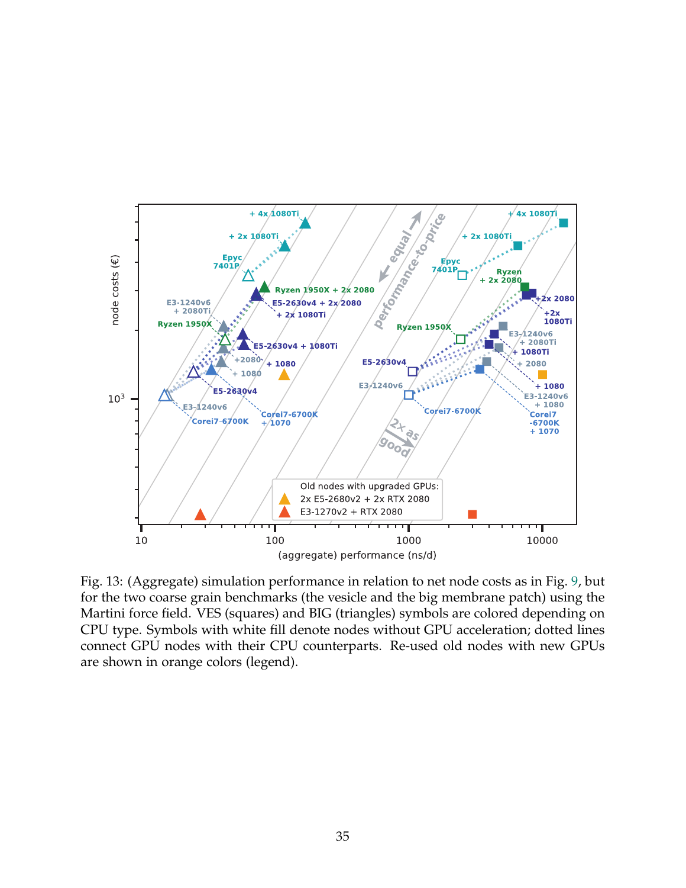Fig. 13: (Aggregate) simulation performance in relation to net node costs as in Fig. 9, but for the two coarse grain benchmarks (the vesicle and the big membrane patch) using the Martini force field. VES (squares) and BIG (triangles) symbols are colored depending on CPU type. Symbols with white fill denote nodes without GPU acceleration; dotted lines connect GPU nodes with their CPU counterparts. Re-used old nodes with new GPUs are shown in orange colors (legend).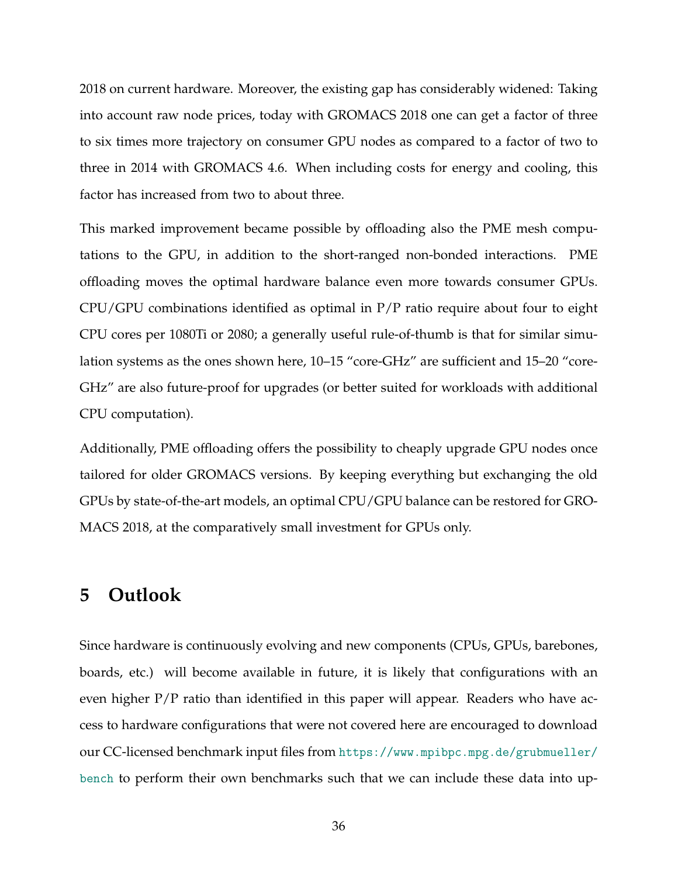2018 on current hardware. Moreover, the existing gap has considerably widened: Taking into account raw node prices, today with GROMACS 2018 one can get a factor of three to six times more trajectory on consumer GPU nodes as compared to a factor of two to three in 2014 with GROMACS 4.6. When including costs for energy and cooling, this factor has increased from two to about three.

This marked improvement became possible by offloading also the PME mesh computations to the GPU, in addition to the short-ranged non-bonded interactions. PME offloading moves the optimal hardware balance even more towards consumer GPUs. CPU/GPU combinations identified as optimal in P/P ratio require about four to eight CPU cores per 1080Ti or 2080; a generally useful rule-of-thumb is that for similar simulation systems as the ones shown here, 10–15 "core-GHz" are sufficient and 15–20 "core-GHz" are also future-proof for upgrades (or better suited for workloads with additional CPU computation).

Additionally, PME offloading offers the possibility to cheaply upgrade GPU nodes once tailored for older GROMACS versions. By keeping everything but exchanging the old GPUs by state-of-the-art models, an optimal CPU/GPU balance can be restored for GROMACS 2018, at the comparatively small investment for GPUs only.

# 5 Outlook

Since hardware is continuously evolving and new components (CPUs, GPUs, barebones, boards, etc.) will become available in future, it is likely that configurations with an even higher P/P ratio than identified in this paper will appear. Readers who have access to hardware configurations that were not covered here are encouraged to download our CC-licensed benchmark input files from https://www.mpibpc.mpg.de/grubmueller/bench to perform their own benchmarks such that we can include these data into up-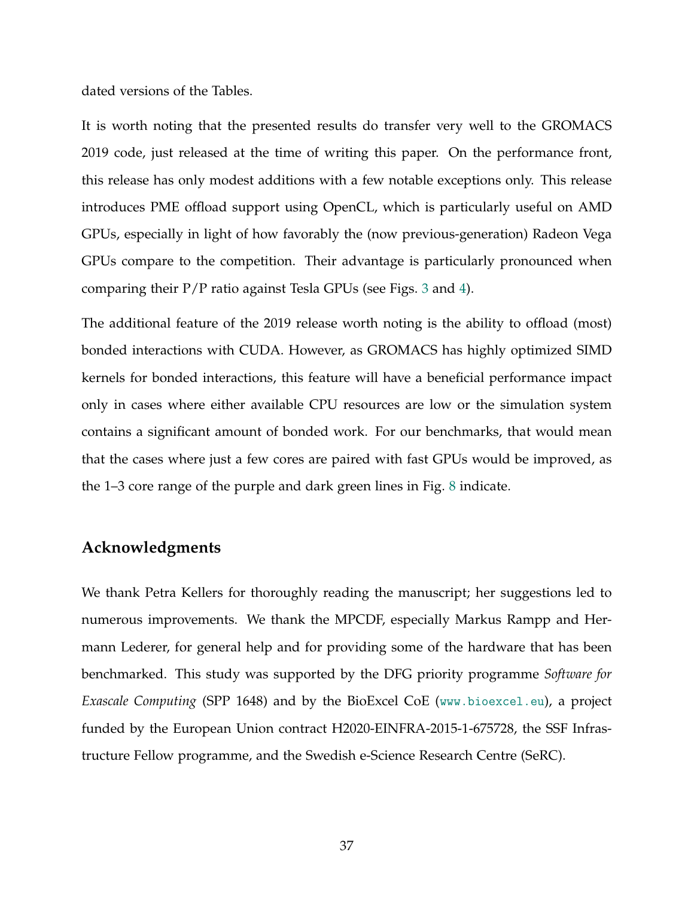dated versions of the Tables.

It is worth noting that the presented results do transfer very well to the GROMACS 2019 code, just released at the time of writing this paper. On the performance front, this release has only modest additions with a few notable exceptions only. This release introduces PME offload support using OpenCL, which is particularly useful on AMD GPUs, especially in light of how favorably the (now previous-generation) Radeon Vega GPUs compare to the competition. Their advantage is particularly pronounced when comparing their P/P ratio against Tesla GPUs (see Figs. 3 and 4).

The additional feature of the 2019 release worth noting is the ability to offload (most) bonded interactions with CUDA. However, as GROMACS has highly optimized SIMD kernels for bonded interactions, this feature will have a beneficial performance impact only in cases where either available CPU resources are low or the simulation system contains a significant amount of bonded work. For our benchmarks, that would mean that the cases where just a few cores are paired with fast GPUs would be improved, as the 1–3 core range of the purple and dark green lines in Fig. 8 indicate.

## Acknowledgments

We thank Petra Kellers for thoroughly reading the manuscript; her suggestions led to numerous improvements. We thank the MPCDF, especially Markus Rampp and Hermann Lederer, for general help and for providing some of the hardware that has been benchmarked. This study was supported by the DFG priority programme *Software for Exascale Computing* (SPP 1648) and by the BioExcel CoE (www.bioexcel.eu), a project funded by the European Union contract H2020-EINFRA-2015-1-675728, the SSF Infrastructure Fellow programme, and the Swedish e-Science Research Centre (SeRC).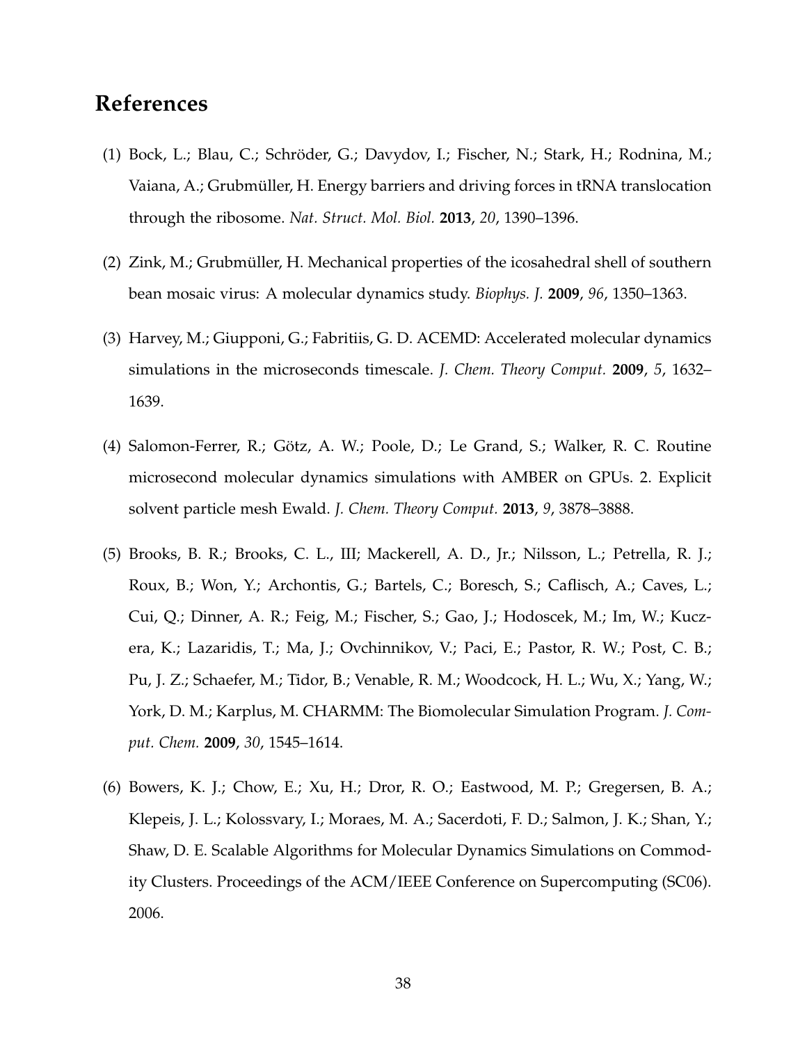# References

(1) Bock, L.; Blau, C.; Schröder, G.; Davydov, I.; Fischer, N.; Stark, H.; Rodnina, M.; Vaiana, A.; Grubmüller, H. Energy barriers and driving forces in tRNA translocation through the ribosome. *Nat. Struct. Mol. Biol.* **2013**, *20*, 1390–1396.

(2) Zink, M.; Grubmüller, H. Mechanical properties of the icosahedral shell of southern bean mosaic virus: A molecular dynamics study. *Biophys. J.* **2009**, *96*, 1350–1363.

(3) Harvey, M.; Giupponi, G.; Fabritiis, G. D. ACEMD: Accelerated molecular dynamics simulations in the microseconds timescale. *J. Chem. Theory Comput.* **2009**, *5*, 1632–1639.

(4) Salomon-Ferrer, R.; Götz, A. W.; Poole, D.; Le Grand, S.; Walker, R. C. Routine microsecond molecular dynamics simulations with AMBER on GPUs. 2. Explicit solvent particle mesh Ewald. *J. Chem. Theory Comput.* **2013**, *9*, 3878–3888.

(5) Brooks, B. R.; Brooks, C. L., III; Mackerell, A. D., Jr.; Nilsson, L.; Petrella, R. J.; Roux, B.; Won, Y.; Archontis, G.; Bartels, C.; Boresch, S.; Caflisch, A.; Caves, L.; Cui, Q.; Dinner, A. R.; Feig, M.; Fischer, S.; Gao, J.; Hodoscek, M.; Im, W.; Kuczera, K.; Lazaridis, T.; Ma, J.; Ovchinnikov, V.; Paci, E.; Pastor, R. W.; Post, C. B.; Pu, J. Z.; Schaefer, M.; Tidor, B.; Venable, R. M.; Woodcock, H. L.; Wu, X.; Yang, W.; York, D. M.; Karplus, M. CHARMM: The Biomolecular Simulation Program. *J. Comput. Chem.* **2009**, *30*, 1545–1614.

(6) Bowers, K. J.; Chow, E.; Xu, H.; Dror, R. O.; Eastwood, M. P.; Gregersen, B. A.; Klepeis, J. L.; Kolossvary, I.; Moraes, M. A.; Sacerdoti, F. D.; Salmon, J. K.; Shan, Y.; Shaw, D. E. Scalable Algorithms for Molecular Dynamics Simulations on Commodity Clusters. Proceedings of the ACM/IEEE Conference on Supercomputing (SC06). 2006.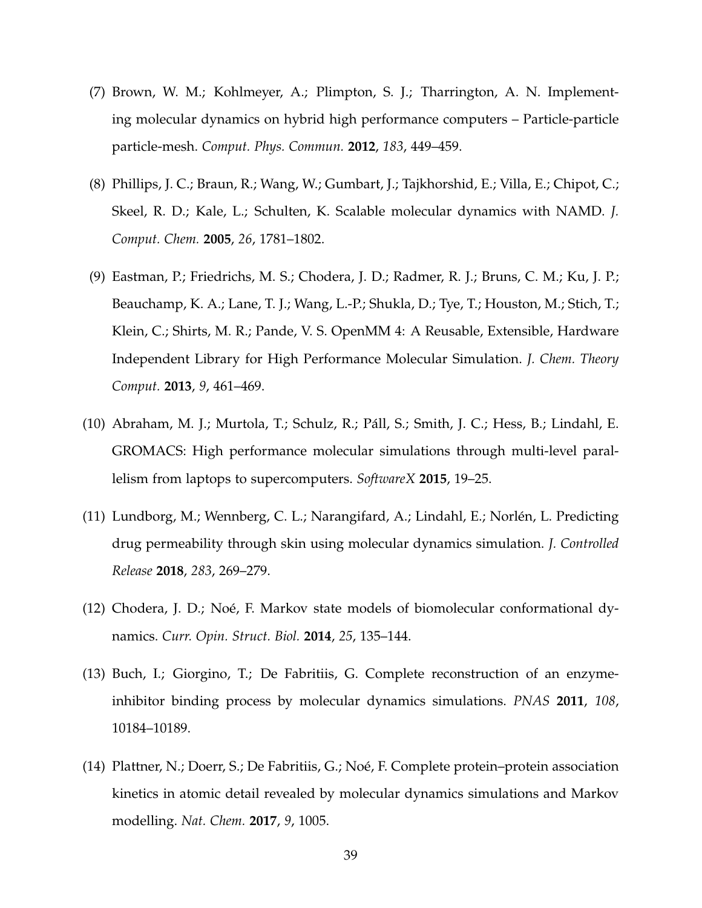(7) Brown, W. M.; Kohlmeyer, A.; Plimpton, S. J.; Tharrington, A. N. Implementing molecular dynamics on hybrid high performance computers – Particle-particle particle-mesh. *Comput. Phys. Commun.* **2012**, *183*, 449–459.

(8) Phillips, J. C.; Braun, R.; Wang, W.; Gumbart, J.; Tajkhorshid, E.; Villa, E.; Chipot, C.; Skeel, R. D.; Kale, L.; Schulten, K. Scalable molecular dynamics with NAMD. *J. Comput. Chem.* **2005**, *26*, 1781–1802.

(9) Eastman, P.; Friedrichs, M. S.; Chodera, J. D.; Radmer, R. J.; Bruns, C. M.; Ku, J. P.; Beauchamp, K. A.; Lane, T. J.; Wang, L.-P.; Shukla, D.; Tye, T.; Houston, M.; Stich, T.; Klein, C.; Shirts, M. R.; Pande, V. S. OpenMM 4: A Reusable, Extensible, Hardware Independent Library for High Performance Molecular Simulation. *J. Chem. Theory Comput.* **2013**, *9*, 461–469.

(10) Abraham, M. J.; Murtola, T.; Schulz, R.; Páll, S.; Smith, J. C.; Hess, B.; Lindahl, E. GROMACS: High performance molecular simulations through multi-level parallelism from laptops to supercomputers. *SoftwareX* **2015**, 19–25.

(11) Lundborg, M.; Wennberg, C. L.; Narangifard, A.; Lindahl, E.; Norlén, L. Predicting drug permeability through skin using molecular dynamics simulation. *J. Controlled Release* **2018**, *283*, 269–279.

(12) Chodera, J. D.; Noé, F. Markov state models of biomolecular conformational dynamics. *Curr. Opin. Struct. Biol.* **2014**, *25*, 135–144.

(13) Buch, I.; Giorgino, T.; De Fabritiis, G. Complete reconstruction of an enzyme-inhibitor binding process by molecular dynamics simulations. *PNAS* **2011**, *108*, 10184–10189.

(14) Plattner, N.; Doerr, S.; De Fabritiis, G.; Noé, F. Complete protein–protein association kinetics in atomic detail revealed by molecular dynamics simulations and Markov modelling. *Nat. Chem.* **2017**, *9*, 1005.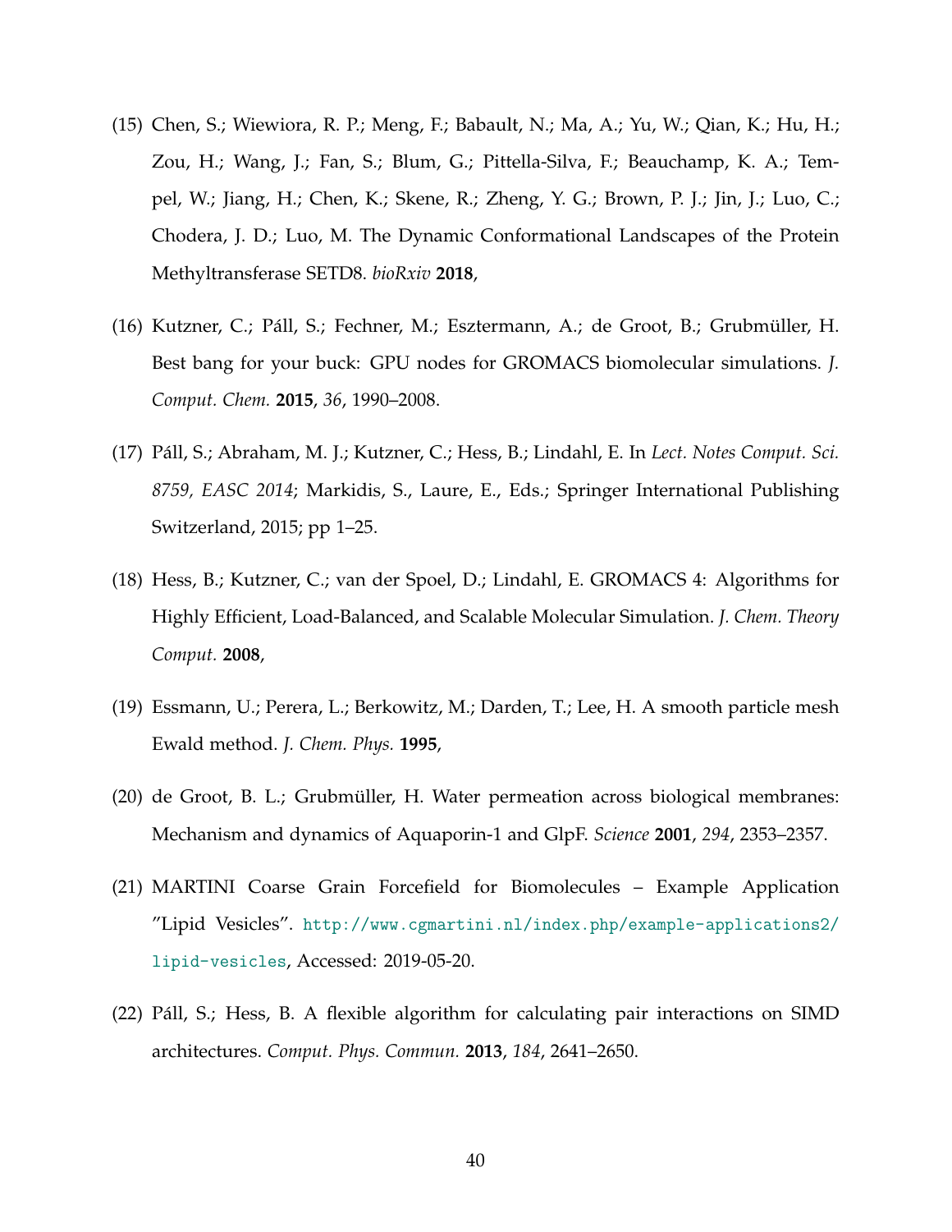(15) Chen, S.; Wiewiora, R. P.; Meng, F.; Babault, N.; Ma, A.; Yu, W.; Qian, K.; Hu, H.; Zou, H.; Wang, J.; Fan, S.; Blum, G.; Pittella-Silva, F.; Beauchamp, K. A.; Tempel, W.; Jiang, H.; Chen, K.; Skene, R.; Zheng, Y. G.; Brown, P. J.; Jin, J.; Luo, C.; Chodera, J. D.; Luo, M. The Dynamic Conformational Landscapes of the Protein Methyltransferase SETD8. *bioRxiv* **2018**,

(16) Kutzner, C.; Páll, S.; Fechner, M.; Esztermann, A.; de Groot, B.; Grubmüller, H. Best bang for your buck: GPU nodes for GROMACS biomolecular simulations. *J. Comput. Chem.* **2015**, *36*, 1990–2008.

(17) Páll, S.; Abraham, M. J.; Kutzner, C.; Hess, B.; Lindahl, E. In *Lect. Notes Comput. Sci. 8759, EASC 2014*; Markidis, S., Laure, E., Eds.; Springer International Publishing Switzerland, 2015; pp 1–25.

(18) Hess, B.; Kutzner, C.; van der Spoel, D.; Lindahl, E. GROMACS 4: Algorithms for Highly Efficient, Load-Balanced, and Scalable Molecular Simulation. *J. Chem. Theory Comput.* **2008**,

(19) Essmann, U.; Perera, L.; Berkowitz, M.; Darden, T.; Lee, H. A smooth particle mesh Ewald method. *J. Chem. Phys.* **1995**,

(20) de Groot, B. L.; Grubmüller, H. Water permeation across biological membranes: Mechanism and dynamics of Aquaporin-1 and GlpF. *Science* **2001**, *294*, 2353–2357.

(21) MARTINI Coarse Grain Forcefield for Biomolecules – Example Application "Lipid Vesicles". http://www.cgmartini.nl/index.php/example-applications2/lipid-vesicles, Accessed: 2019-05-20.

(22) Páll, S.; Hess, B. A flexible algorithm for calculating pair interactions on SIMD architectures. *Comput. Phys. Commun.* **2013**, *184*, 2641–2650.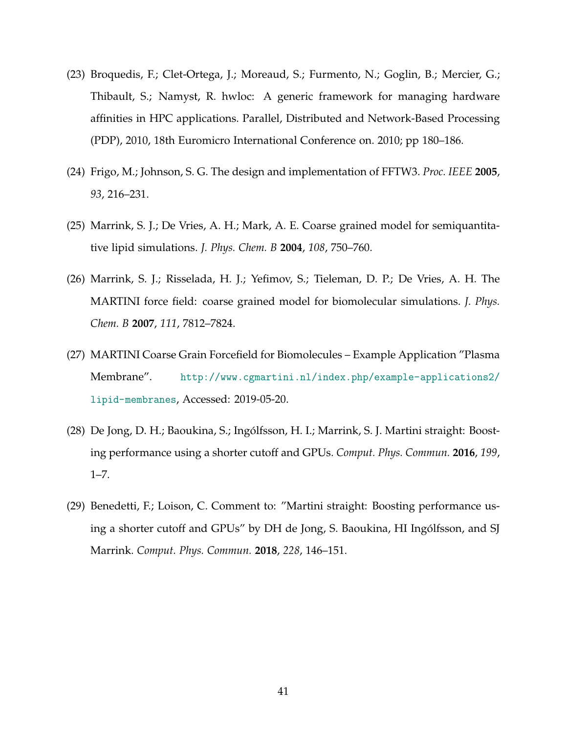(23) Broquedis, F.; Clet-Ortega, J.; Moreaud, S.; Furmento, N.; Goglin, B.; Mercier, G.; Thibault, S.; Namyst, R. hwloc: A generic framework for managing hardware affinities in HPC applications. Parallel, Distributed and Network-Based Processing (PDP), 2010, 18th Euromicro International Conference on. 2010; pp 180–186.

(24) Frigo, M.; Johnson, S. G. The design and implementation of FFTW3. *Proc. IEEE* **2005**, *93*, 216–231.

(25) Marrink, S. J.; De Vries, A. H.; Mark, A. E. Coarse grained model for semiquantitative lipid simulations. *J. Phys. Chem. B* **2004**, *108*, 750–760.

(26) Marrink, S. J.; Risselada, H. J.; Yefimov, S.; Tieleman, D. P.; De Vries, A. H. The MARTINI force field: coarse grained model for biomolecular simulations. *J. Phys. Chem. B* **2007**, *111*, 7812–7824.

(27) MARTINI Coarse Grain Forcefield for Biomolecules – Example Application "Plasma Membrane". http://www.cgmartini.nl/index.php/example-applications2/lipid-membranes, Accessed: 2019-05-20.

(28) De Jong, D. H.; Baoukina, S.; Ingólfsson, H. I.; Marrink, S. J. Martini straight: Boosting performance using a shorter cutoff and GPUs. *Comput. Phys. Commun.* **2016**, *199*, 1–7.

(29) Benedetti, F.; Loison, C. Comment to: "Martini straight: Boosting performance using a shorter cutoff and GPUs" by DH de Jong, S. Baoukina, HI Ingólfsson, and SJ Marrink. *Comput. Phys. Commun.* **2018**, *228*, 146–151.